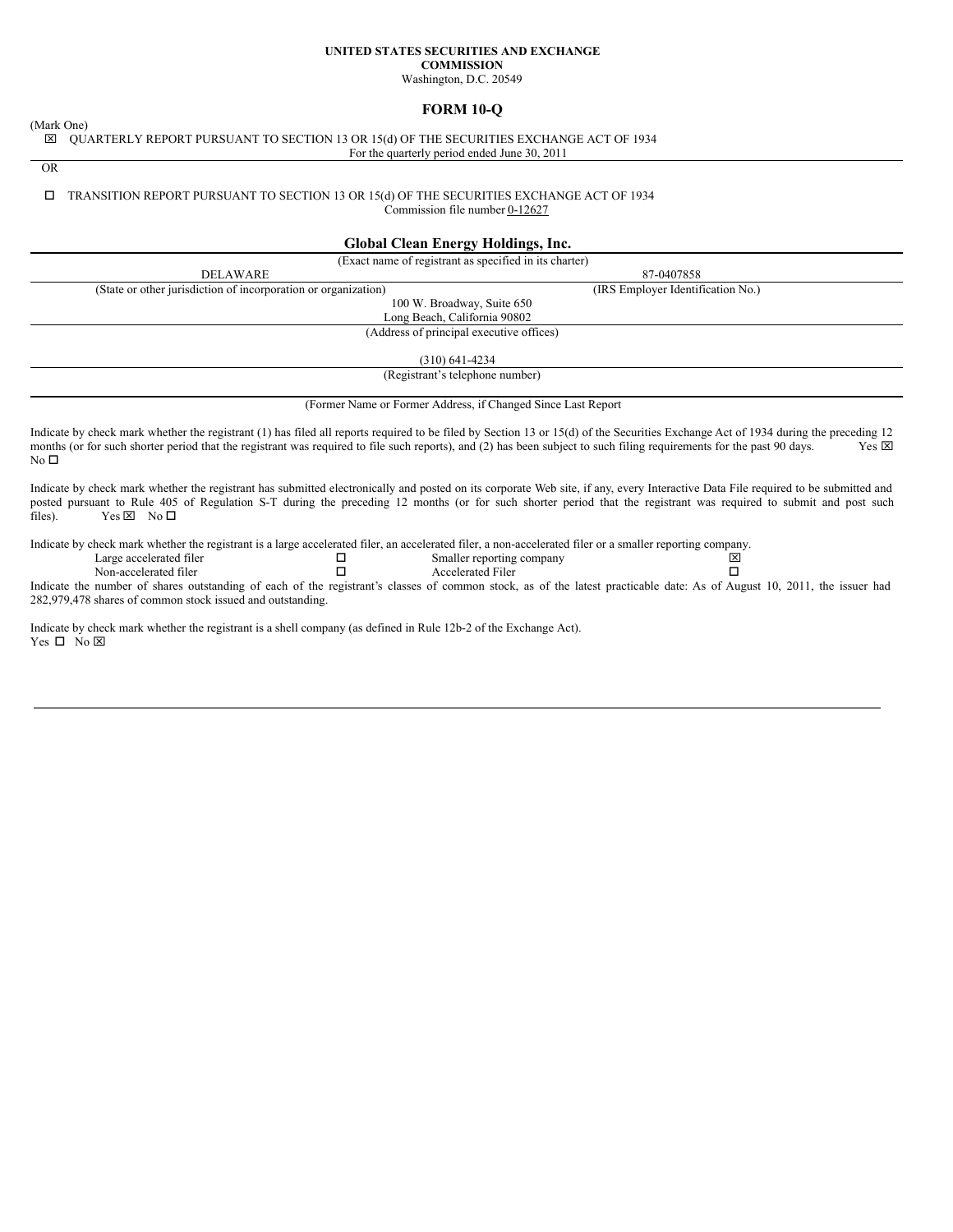**UNITED STATES SECURITIES AND EXCHANGE COMMISSION**

Washington, D.C. 20549

# FORM 10-Q

(Mark One)

☒ QUARTERLY REPORT PURSUANT TO SECTION 13 OR 15(d) OF THE SECURITIES EXCHANGE ACT OF 1934

For the quarterly period ended June 30, 2011

OR

☐ TRANSITION REPORT PURSUANT TO SECTION 13 OR 15(d) OF THE SECURITIES EXCHANGE ACT OF 1934

Commission file number 0-12627

## Global Clean Energy Holdings, Inc.

(Exact name of registrant as specified in its charter)

| DELAWARE | 87-0407858 |
|---|---|
| (State or other jurisdiction of incorporation or organization) | (IRS Employer Identification No.) |

100 W. Broadway, Suite 650
Long Beach, California 90802

(Address of principal executive offices)

(310) 641-4234

(Registrant's telephone number)

(Former Name or Former Address, if Changed Since Last Report

Indicate by check mark whether the registrant (1) has filed all reports required to be filed by Section 13 or 15(d) of the Securities Exchange Act of 1934 during the preceding 12 months (or for such shorter period that the registrant was required to file such reports), and (2) has been subject to such filing requirements for the past 90 days. Yes ☒ No ☐

Indicate by check mark whether the registrant has submitted electronically and posted on its corporate Web site, if any, every Interactive Data File required to be submitted and posted pursuant to Rule 405 of Regulation S-T during the preceding 12 months (or for such shorter period that the registrant was required to submit and post such files). Yes ☒ No ☐

Indicate by check mark whether the registrant is a large accelerated filer, an accelerated filer, a non-accelerated filer or a smaller reporting company.

| | | | |
|---|---|---|---|
| Large accelerated filer | ☐ | Smaller reporting company | ☒ |
| Non-accelerated filer | ☐ | Accelerated Filer | ☐ |

Indicate the number of shares outstanding of each of the registrant's classes of common stock, as of the latest practicable date: As of August 10, 2011, the issuer had 282,979,478 shares of common stock issued and outstanding.

Indicate by check mark whether the registrant is a shell company (as defined in Rule 12b-2 of the Exchange Act).
Yes ☐ No ☒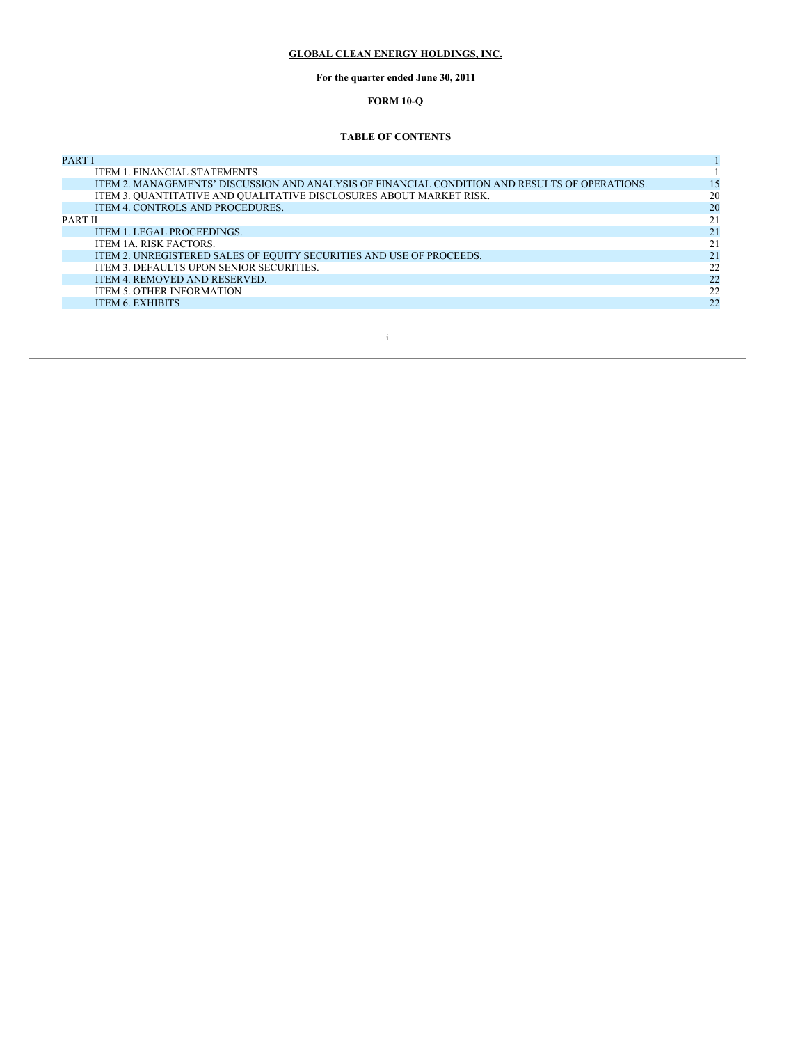**GLOBAL CLEAN ENERGY HOLDINGS, INC.**

**For the quarter ended June 30, 2011**

**FORM 10-Q**

**TABLE OF CONTENTS**

| | |
|---|---|
| PART I | 1 |
| ITEM 1. FINANCIAL STATEMENTS. | 1 |
| ITEM 2. MANAGEMENTS' DISCUSSION AND ANALYSIS OF FINANCIAL CONDITION AND RESULTS OF OPERATIONS. | 15 |
| ITEM 3. QUANTITATIVE AND QUALITATIVE DISCLOSURES ABOUT MARKET RISK. | 20 |
| ITEM 4. CONTROLS AND PROCEDURES. | 20 |
| PART II | 21 |
| ITEM 1. LEGAL PROCEEDINGS. | 21 |
| ITEM 1A. RISK FACTORS. | 21 |
| ITEM 2. UNREGISTERED SALES OF EQUITY SECURITIES AND USE OF PROCEEDS. | 21 |
| ITEM 3. DEFAULTS UPON SENIOR SECURITIES. | 22 |
| ITEM 4. REMOVED AND RESERVED. | 22 |
| ITEM 5. OTHER INFORMATION | 22 |
| ITEM 6. EXHIBITS | 22 |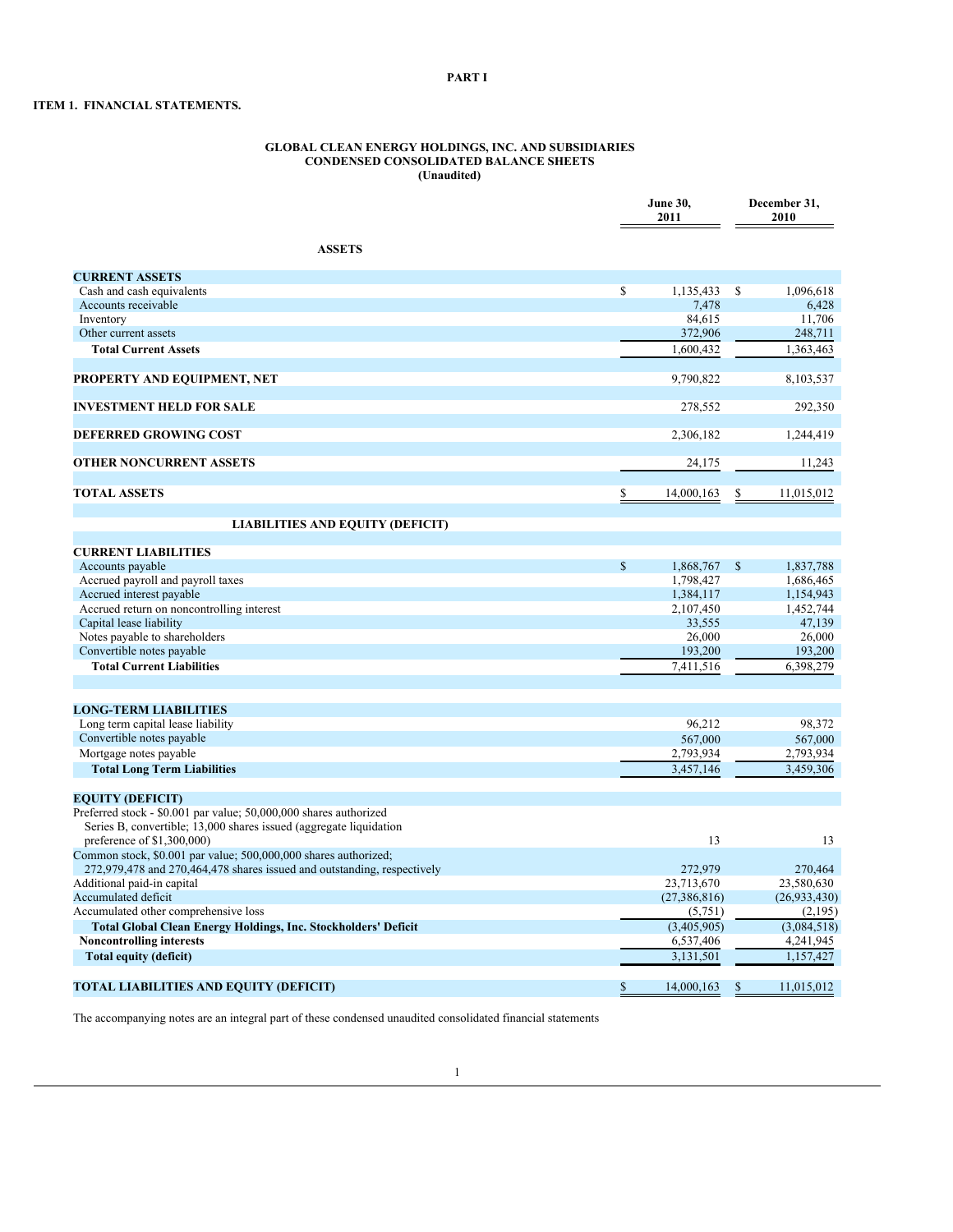# PART I

## ITEM 1. FINANCIAL STATEMENTS.

### GLOBAL CLEAN ENERGY HOLDINGS, INC. AND SUBSIDIARIES
### CONDENSED CONSOLIDATED BALANCE SHEETS
### (Unaudited)

| | June 30, 2011 | December 31, 2010 |
|---|---|---|
| **ASSETS** | | |
| **CURRENT ASSETS** | | |
| Cash and cash equivalents | $ 1,135,433 | $ 1,096,618 |
| Accounts receivable | 7,478 | 6,428 |
| Inventory | 84,615 | 11,706 |
| Other current assets | 372,906 | 248,711 |
| **Total Current Assets** | 1,600,432 | 1,363,463 |
| **PROPERTY AND EQUIPMENT, NET** | 9,790,822 | 8,103,537 |
| **INVESTMENT HELD FOR SALE** | 278,552 | 292,350 |
| **DEFERRED GROWING COST** | 2,306,182 | 1,244,419 |
| **OTHER NONCURRENT ASSETS** | 24,175 | 11,243 |
| **TOTAL ASSETS** | $ 14,000,163 | $ 11,015,012 |
| **LIABILITIES AND EQUITY (DEFICIT)** | | |
| **CURRENT LIABILITIES** | | |
| Accounts payable | $ 1,868,767 | $ 1,837,788 |
| Accrued payroll and payroll taxes | 1,798,427 | 1,686,465 |
| Accrued interest payable | 1,384,117 | 1,154,943 |
| Accrued return on noncontrolling interest | 2,107,450 | 1,452,744 |
| Capital lease liability | 33,555 | 47,139 |
| Notes payable to shareholders | 26,000 | 26,000 |
| Convertible notes payable | 193,200 | 193,200 |
| **Total Current Liabilities** | 7,411,516 | 6,398,279 |
| **LONG-TERM LIABILITIES** | | |
| Long term capital lease liability | 96,212 | 98,372 |
| Convertible notes payable | 567,000 | 567,000 |
| Mortgage notes payable | 2,793,934 | 2,793,934 |
| **Total Long Term Liabilities** | 3,457,146 | 3,459,306 |
| **EQUITY (DEFICIT)** | | |
| Preferred stock - $0.001 par value; 50,000,000 shares authorized Series B, convertible; 13,000 shares issued (aggregate liquidation preference of $1,300,000) | 13 | 13 |
| Common stock, $0.001 par value; 500,000,000 shares authorized; 272,979,478 and 270,464,478 shares issued and outstanding, respectively | 272,979 | 270,464 |
| Additional paid-in capital | 23,713,670 | 23,580,630 |
| Accumulated deficit | (27,386,816) | (26,933,430) |
| Accumulated other comprehensive loss | (5,751) | (2,195) |
| **Total Global Clean Energy Holdings, Inc. Stockholders' Deficit** | (3,405,905) | (3,084,518) |
| **Noncontrolling interests** | 6,537,406 | 4,241,945 |
| **Total equity (deficit)** | 3,131,501 | 1,157,427 |
| **TOTAL LIABILITIES AND EQUITY (DEFICIT)** | $ 14,000,163 | $ 11,015,012 |

The accompanying notes are an integral part of these condensed unaudited consolidated financial statements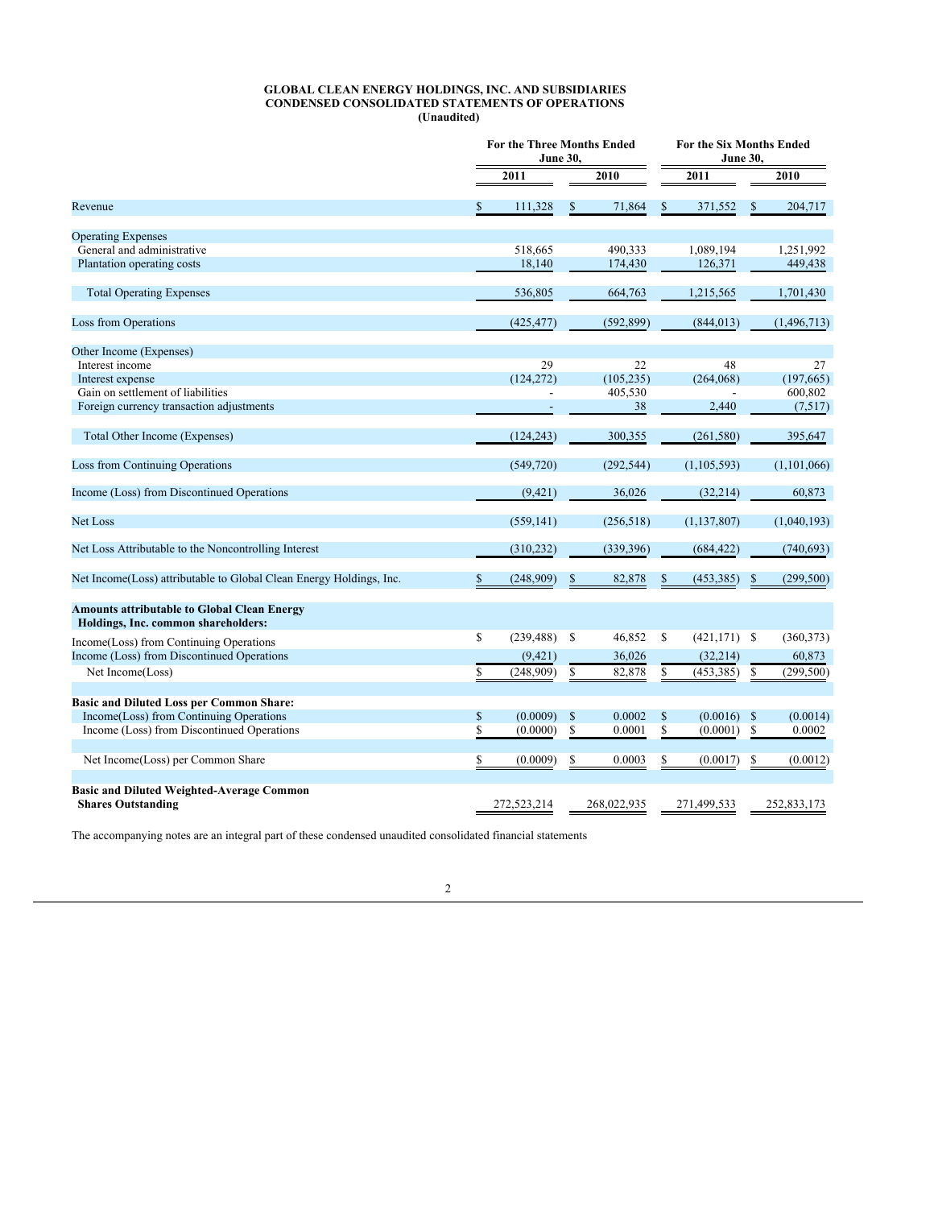**GLOBAL CLEAN ENERGY HOLDINGS, INC. AND SUBSIDIARIES**
**CONDENSED CONSOLIDATED STATEMENTS OF OPERATIONS**
**(Unaudited)**

| | For the Three Months Ended June 30, | | For the Six Months Ended June 30, | |
|---|---|---|---|---|
| | 2011 | 2010 | 2011 | 2010 |
| Revenue | $ 111,328 | $ 71,864 | $ 371,552 | $ 204,717 |
| Operating Expenses | | | | |
| General and administrative | 518,665 | 490,333 | 1,089,194 | 1,251,992 |
| Plantation operating costs | 18,140 | 174,430 | 126,371 | 449,438 |
| Total Operating Expenses | 536,805 | 664,763 | 1,215,565 | 1,701,430 |
| Loss from Operations | (425,477) | (592,899) | (844,013) | (1,496,713) |
| Other Income (Expenses) | | | | |
| Interest income | 29 | 22 | 48 | 27 |
| Interest expense | (124,272) | (105,235) | (264,068) | (197,665) |
| Gain on settlement of liabilities | - | 405,530 | - | 600,802 |
| Foreign currency transaction adjustments | - | 38 | 2,440 | (7,517) |
| Total Other Income (Expenses) | (124,243) | 300,355 | (261,580) | 395,647 |
| Loss from Continuing Operations | (549,720) | (292,544) | (1,105,593) | (1,101,066) |
| Income (Loss) from Discontinued Operations | (9,421) | 36,026 | (32,214) | 60,873 |
| Net Loss | (559,141) | (256,518) | (1,137,807) | (1,040,193) |
| Net Loss Attributable to the Noncontrolling Interest | (310,232) | (339,396) | (684,422) | (740,693) |
| Net Income(Loss) attributable to Global Clean Energy Holdings, Inc. | $ (248,909) | $ 82,878 | $ (453,385) | $ (299,500) |
| **Amounts attributable to Global Clean Energy Holdings, Inc. common shareholders:** | | | | |
| Income(Loss) from Continuing Operations | $ (239,488) | $ 46,852 | $ (421,171) | $ (360,373) |
| Income (Loss) from Discontinued Operations | (9,421) | 36,026 | (32,214) | 60,873 |
| Net Income(Loss) | $ (248,909) | $ 82,878 | $ (453,385) | $ (299,500) |
| **Basic and Diluted Loss per Common Share:** | | | | |
| Income(Loss) from Continuing Operations | $ (0.0009) | $ 0.0002 | $ (0.0016) | $ (0.0014) |
| Income (Loss) from Discontinued Operations | $ (0.0000) | $ 0.0001 | $ (0.0001) | $ 0.0002 |
| Net Income(Loss) per Common Share | $ (0.0009) | $ 0.0003 | $ (0.0017) | $ (0.0012) |
| **Basic and Diluted Weighted-Average Common Shares Outstanding** | 272,523,214 | 268,022,935 | 271,499,533 | 252,833,173 |

The accompanying notes are an integral part of these condensed unaudited consolidated financial statements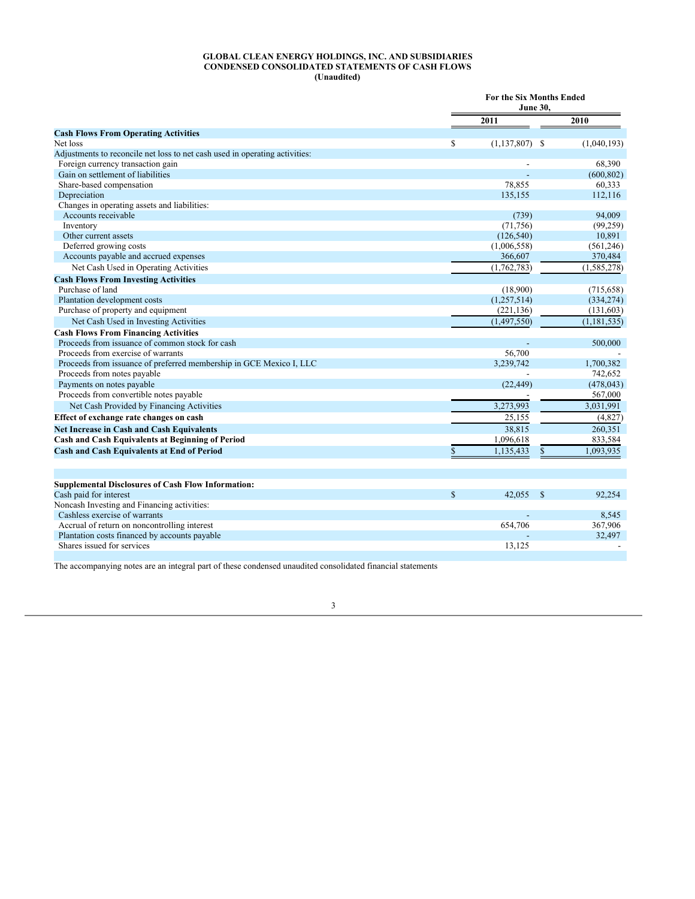**GLOBAL CLEAN ENERGY HOLDINGS, INC. AND SUBSIDIARIES**
**CONDENSED CONSOLIDATED STATEMENTS OF CASH FLOWS**
**(Unaudited)**

| | For the Six Months Ended June 30, | |
|---|---|---|
| | 2011 | 2010 |
| **Cash Flows From Operating Activities** | | |
| Net loss | $ (1,137,807) | $ (1,040,193) |
| Adjustments to reconcile net loss to net cash used in operating activities: | | |
| Foreign currency transaction gain | - | 68,390 |
| Gain on settlement of liabilities | - | (600,802) |
| Share-based compensation | 78,855 | 60,333 |
| Depreciation | 135,155 | 112,116 |
| Changes in operating assets and liabilities: | | |
| Accounts receivable | (739) | 94,009 |
| Inventory | (71,756) | (99,259) |
| Other current assets | (126,540) | 10,891 |
| Deferred growing costs | (1,006,558) | (561,246) |
| Accounts payable and accrued expenses | 366,607 | 370,484 |
| Net Cash Used in Operating Activities | (1,762,783) | (1,585,278) |
| **Cash Flows From Investing Activities** | | |
| Purchase of land | (18,900) | (715,658) |
| Plantation development costs | (1,257,514) | (334,274) |
| Purchase of property and equipment | (221,136) | (131,603) |
| Net Cash Used in Investing Activities | (1,497,550) | (1,181,535) |
| **Cash Flows From Financing Activities** | | |
| Proceeds from issuance of common stock for cash | - | 500,000 |
| Proceeds from exercise of warrants | 56,700 | - |
| Proceeds from issuance of preferred membership in GCE Mexico I, LLC | 3,239,742 | 1,700,382 |
| Proceeds from notes payable | - | 742,652 |
| Payments on notes payable | (22,449) | (478,043) |
| Proceeds from convertible notes payable | - | 567,000 |
| Net Cash Provided by Financing Activities | 3,273,993 | 3,031,991 |
| **Effect of exchange rate changes on cash** | 25,155 | (4,827) |
| **Net Increase in Cash and Cash Equivalents** | 38,815 | 260,351 |
| **Cash and Cash Equivalents at Beginning of Period** | 1,096,618 | 833,584 |
| **Cash and Cash Equivalents at End of Period** | $ 1,135,433 | $ 1,093,935 |
| | | |
| **Supplemental Disclosures of Cash Flow Information:** | | |
| Cash paid for interest | $ 42,055 | $ 92,254 |
| Noncash Investing and Financing activities: | | |
| Cashless exercise of warrants | - | 8,545 |
| Accrual of return on noncontrolling interest | 654,706 | 367,906 |
| Plantation costs financed by accounts payable | - | 32,497 |
| Shares issued for services | 13,125 | - |

The accompanying notes are an integral part of these condensed unaudited consolidated financial statements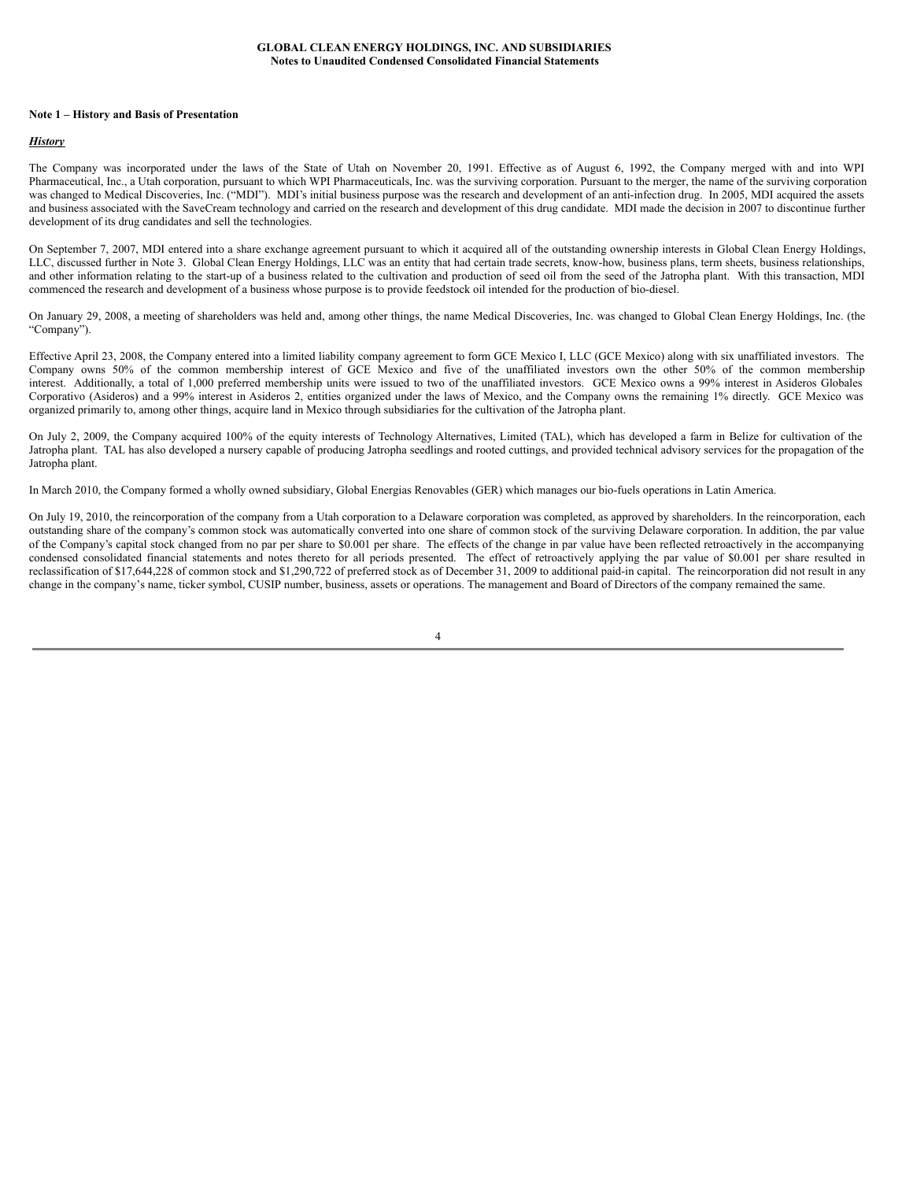**GLOBAL CLEAN ENERGY HOLDINGS, INC. AND SUBSIDIARIES**
**Notes to Unaudited Condensed Consolidated Financial Statements**

**Note 1 – History and Basis of Presentation**

***History***

The Company was incorporated under the laws of the State of Utah on November 20, 1991. Effective as of August 6, 1992, the Company merged with and into WPI Pharmaceutical, Inc., a Utah corporation, pursuant to which WPI Pharmaceuticals, Inc. was the surviving corporation. Pursuant to the merger, the name of the surviving corporation was changed to Medical Discoveries, Inc. ("MDI"). MDI's initial business purpose was the research and development of an anti-infection drug. In 2005, MDI acquired the assets and business associated with the SaveCream technology and carried on the research and development of this drug candidate. MDI made the decision in 2007 to discontinue further development of its drug candidates and sell the technologies.

On September 7, 2007, MDI entered into a share exchange agreement pursuant to which it acquired all of the outstanding ownership interests in Global Clean Energy Holdings, LLC, discussed further in Note 3. Global Clean Energy Holdings, LLC was an entity that had certain trade secrets, know-how, business plans, term sheets, business relationships, and other information relating to the start-up of a business related to the cultivation and production of seed oil from the seed of the Jatropha plant. With this transaction, MDI commenced the research and development of a business whose purpose is to provide feedstock oil intended for the production of bio-diesel.

On January 29, 2008, a meeting of shareholders was held and, among other things, the name Medical Discoveries, Inc. was changed to Global Clean Energy Holdings, Inc. (the "Company").

Effective April 23, 2008, the Company entered into a limited liability company agreement to form GCE Mexico I, LLC (GCE Mexico) along with six unaffiliated investors. The Company owns 50% of the common membership interest of GCE Mexico and five of the unaffiliated investors own the other 50% of the common membership interest. Additionally, a total of 1,000 preferred membership units were issued to two of the unaffiliated investors. GCE Mexico owns a 99% interest in Asideros Globales Corporativo (Asideros) and a 99% interest in Asideros 2, entities organized under the laws of Mexico, and the Company owns the remaining 1% directly. GCE Mexico was organized primarily to, among other things, acquire land in Mexico through subsidiaries for the cultivation of the Jatropha plant.

On July 2, 2009, the Company acquired 100% of the equity interests of Technology Alternatives, Limited (TAL), which has developed a farm in Belize for cultivation of the Jatropha plant. TAL has also developed a nursery capable of producing Jatropha seedlings and rooted cuttings, and provided technical advisory services for the propagation of the Jatropha plant.

In March 2010, the Company formed a wholly owned subsidiary, Global Energias Renovables (GER) which manages our bio-fuels operations in Latin America.

On July 19, 2010, the reincorporation of the company from a Utah corporation to a Delaware corporation was completed, as approved by shareholders. In the reincorporation, each outstanding share of the company's common stock was automatically converted into one share of common stock of the surviving Delaware corporation. In addition, the par value of the Company's capital stock changed from no par per share to $0.001 per share. The effects of the change in par value have been reflected retroactively in the accompanying condensed consolidated financial statements and notes thereto for all periods presented. The effect of retroactively applying the par value of $0.001 per share resulted in reclassification of $17,644,228 of common stock and $1,290,722 of preferred stock as of December 31, 2009 to additional paid-in capital. The reincorporation did not result in any change in the company's name, ticker symbol, CUSIP number, business, assets or operations. The management and Board of Directors of the company remained the same.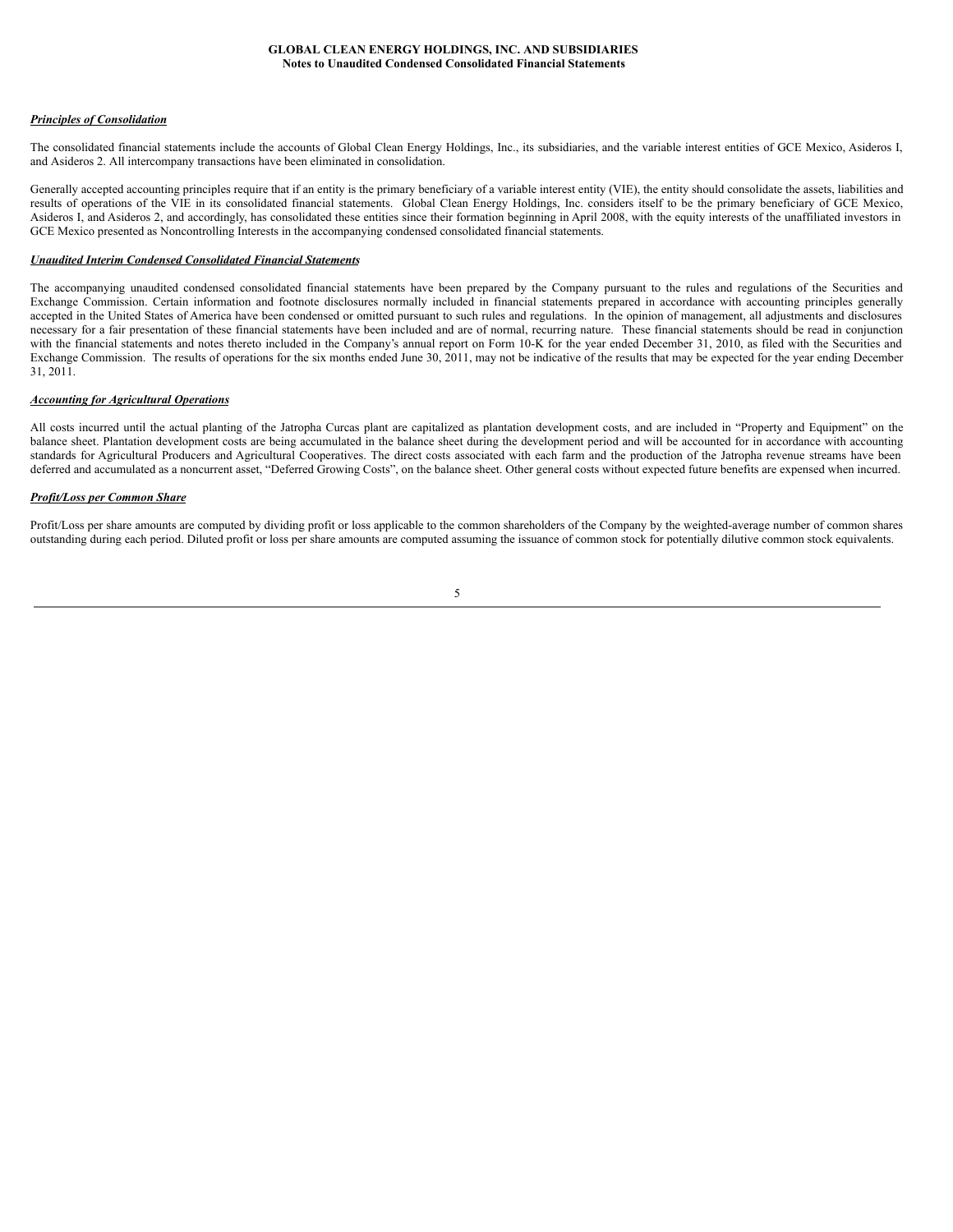### *Principles of Consolidation*

The consolidated financial statements include the accounts of Global Clean Energy Holdings, Inc., its subsidiaries, and the variable interest entities of GCE Mexico, Asideros I, and Asideros 2. All intercompany transactions have been eliminated in consolidation.

Generally accepted accounting principles require that if an entity is the primary beneficiary of a variable interest entity (VIE), the entity should consolidate the assets, liabilities and results of operations of the VIE in its consolidated financial statements. Global Clean Energy Holdings, Inc. considers itself to be the primary beneficiary of GCE Mexico, Asideros I, and Asideros 2, and accordingly, has consolidated these entities since their formation beginning in April 2008, with the equity interests of the unaffiliated investors in GCE Mexico presented as Noncontrolling Interests in the accompanying condensed consolidated financial statements.

### *Unaudited Interim Condensed Consolidated Financial Statements*

The accompanying unaudited condensed consolidated financial statements have been prepared by the Company pursuant to the rules and regulations of the Securities and Exchange Commission. Certain information and footnote disclosures normally included in financial statements prepared in accordance with accounting principles generally accepted in the United States of America have been condensed or omitted pursuant to such rules and regulations. In the opinion of management, all adjustments and disclosures necessary for a fair presentation of these financial statements have been included and are of normal, recurring nature. These financial statements should be read in conjunction with the financial statements and notes thereto included in the Company's annual report on Form 10-K for the year ended December 31, 2010, as filed with the Securities and Exchange Commission. The results of operations for the six months ended June 30, 2011, may not be indicative of the results that may be expected for the year ending December 31, 2011.

### *Accounting for Agricultural Operations*

All costs incurred until the actual planting of the Jatropha Curcas plant are capitalized as plantation development costs, and are included in "Property and Equipment" on the balance sheet. Plantation development costs are being accumulated in the balance sheet during the development period and will be accounted for in accordance with accounting standards for Agricultural Producers and Agricultural Cooperatives. The direct costs associated with each farm and the production of the Jatropha revenue streams have been deferred and accumulated as a noncurrent asset, "Deferred Growing Costs", on the balance sheet. Other general costs without expected future benefits are expensed when incurred.

### *Profit/Loss per Common Share*

Profit/Loss per share amounts are computed by dividing profit or loss applicable to the common shareholders of the Company by the weighted-average number of common shares outstanding during each period. Diluted profit or loss per share amounts are computed assuming the issuance of common stock for potentially dilutive common stock equivalents.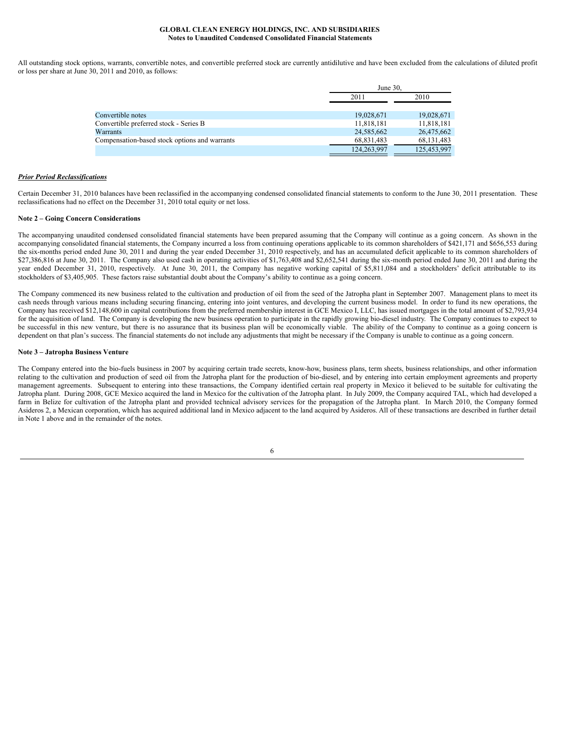All outstanding stock options, warrants, convertible notes, and convertible preferred stock are currently antidilutive and have been excluded from the calculations of diluted profit or loss per share at June 30, 2011 and 2010, as follows:

| | June 30, | |
|---|---|---|
| | 2011 | 2010 |
| Convertible notes | 19,028,671 | 19,028,671 |
| Convertible preferred stock - Series B | 11,818,181 | 11,818,181 |
| Warrants | 24,585,662 | 26,475,662 |
| Compensation-based stock options and warrants | 68,831,483 | 68,131,483 |
| | 124,263,997 | 125,453,997 |

***Prior Period Reclassifications***

Certain December 31, 2010 balances have been reclassified in the accompanying condensed consolidated financial statements to conform to the June 30, 2011 presentation. These reclassifications had no effect on the December 31, 2010 total equity or net loss.

**Note 2 – Going Concern Considerations**

The accompanying unaudited condensed consolidated financial statements have been prepared assuming that the Company will continue as a going concern. As shown in the accompanying consolidated financial statements, the Company incurred a loss from continuing operations applicable to its common shareholders of $421,171 and $656,553 during the six-months period ended June 30, 2011 and during the year ended December 31, 2010 respectively, and has an accumulated deficit applicable to its common shareholders of $27,386,816 at June 30, 2011. The Company also used cash in operating activities of $1,763,408 and $2,652,541 during the six-month period ended June 30, 2011 and during the year ended December 31, 2010, respectively. At June 30, 2011, the Company has negative working capital of $5,811,084 and a stockholders' deficit attributable to its stockholders of $3,405,905. These factors raise substantial doubt about the Company's ability to continue as a going concern.

The Company commenced its new business related to the cultivation and production of oil from the seed of the Jatropha plant in September 2007. Management plans to meet its cash needs through various means including securing financing, entering into joint ventures, and developing the current business model. In order to fund its new operations, the Company has received $12,148,600 in capital contributions from the preferred membership interest in GCE Mexico I, LLC, has issued mortgages in the total amount of $2,793,934 for the acquisition of land. The Company is developing the new business operation to participate in the rapidly growing bio-diesel industry. The Company continues to expect to be successful in this new venture, but there is no assurance that its business plan will be economically viable. The ability of the Company to continue as a going concern is dependent on that plan's success. The financial statements do not include any adjustments that might be necessary if the Company is unable to continue as a going concern.

**Note 3 – Jatropha Business Venture**

The Company entered into the bio-fuels business in 2007 by acquiring certain trade secrets, know-how, business plans, term sheets, business relationships, and other information relating to the cultivation and production of seed oil from the Jatropha plant for the production of bio-diesel, and by entering into certain employment agreements and property management agreements. Subsequent to entering into these transactions, the Company identified certain real property in Mexico it believed to be suitable for cultivating the Jatropha plant. During 2008, GCE Mexico acquired the land in Mexico for the cultivation of the Jatropha plant. In July 2009, the Company acquired TAL, which had developed a farm in Belize for cultivation of the Jatropha plant and provided technical advisory services for the propagation of the Jatropha plant. In March 2010, the Company formed Asideros 2, a Mexican corporation, which has acquired additional land in Mexico adjacent to the land acquired by Asideros. All of these transactions are described in further detail in Note 1 above and in the remainder of the notes.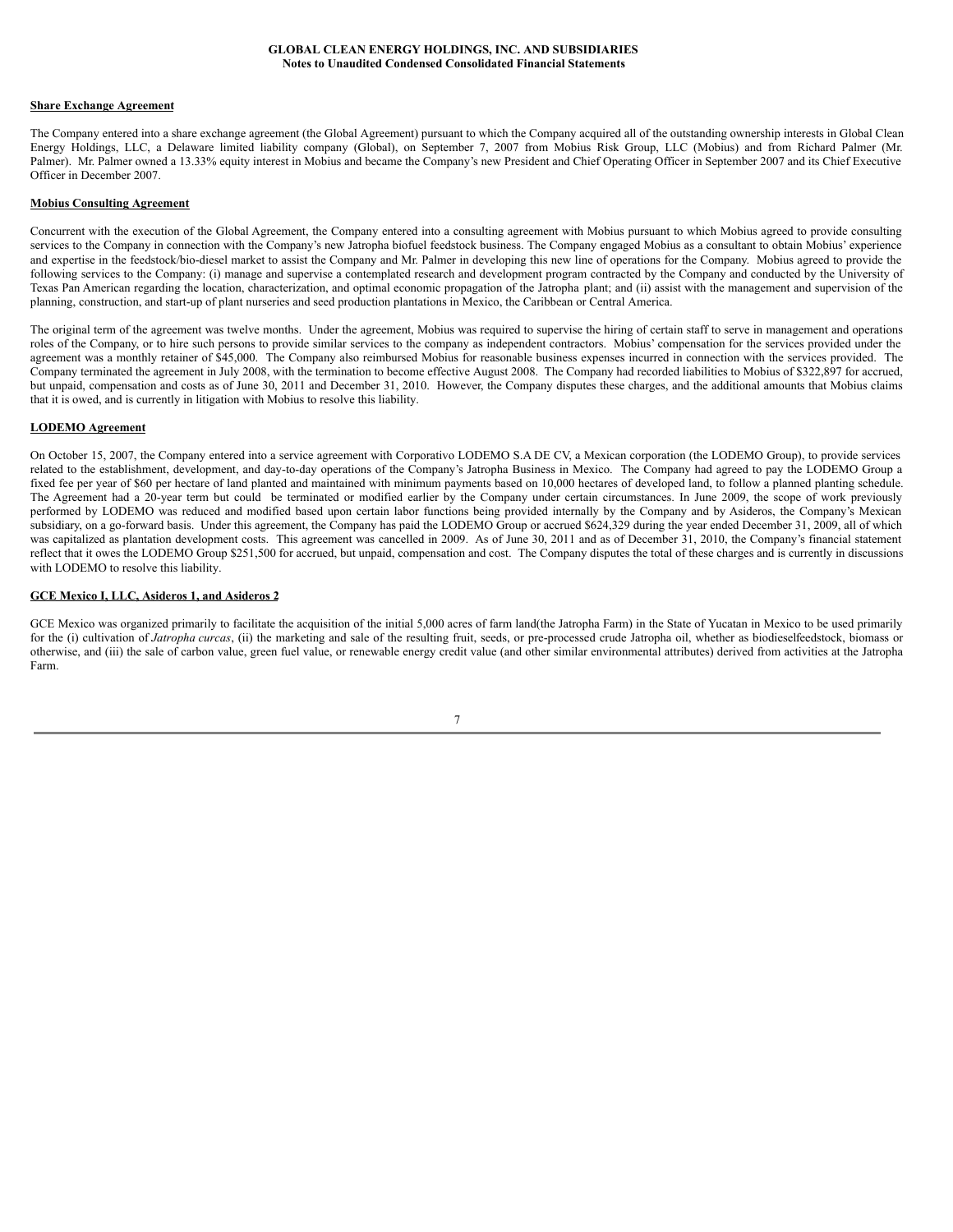**Share Exchange Agreement**

The Company entered into a share exchange agreement (the Global Agreement) pursuant to which the Company acquired all of the outstanding ownership interests in Global Clean Energy Holdings, LLC, a Delaware limited liability company (Global), on September 7, 2007 from Mobius Risk Group, LLC (Mobius) and from Richard Palmer (Mr. Palmer). Mr. Palmer owned a 13.33% equity interest in Mobius and became the Company's new President and Chief Operating Officer in September 2007 and its Chief Executive Officer in December 2007.

**Mobius Consulting Agreement**

Concurrent with the execution of the Global Agreement, the Company entered into a consulting agreement with Mobius pursuant to which Mobius agreed to provide consulting services to the Company in connection with the Company's new Jatropha biofuel feedstock business. The Company engaged Mobius as a consultant to obtain Mobius' experience and expertise in the feedstock/bio-diesel market to assist the Company and Mr. Palmer in developing this new line of operations for the Company. Mobius agreed to provide the following services to the Company: (i) manage and supervise a contemplated research and development program contracted by the Company and conducted by the University of Texas Pan American regarding the location, characterization, and optimal economic propagation of the Jatropha plant; and (ii) assist with the management and supervision of the planning, construction, and start-up of plant nurseries and seed production plantations in Mexico, the Caribbean or Central America.

The original term of the agreement was twelve months. Under the agreement, Mobius was required to supervise the hiring of certain staff to serve in management and operations roles of the Company, or to hire such persons to provide similar services to the company as independent contractors. Mobius' compensation for the services provided under the agreement was a monthly retainer of $45,000. The Company also reimbursed Mobius for reasonable business expenses incurred in connection with the services provided. The Company terminated the agreement in July 2008, with the termination to become effective August 2008. The Company had recorded liabilities to Mobius of $322,897 for accrued, but unpaid, compensation and costs as of June 30, 2011 and December 31, 2010. However, the Company disputes these charges, and the additional amounts that Mobius claims that it is owed, and is currently in litigation with Mobius to resolve this liability.

**LODEMO Agreement**

On October 15, 2007, the Company entered into a service agreement with Corporativo LODEMO S.A DE CV, a Mexican corporation (the LODEMO Group), to provide services related to the establishment, development, and day-to-day operations of the Company's Jatropha Business in Mexico. The Company had agreed to pay the LODEMO Group a fixed fee per year of $60 per hectare of land planted and maintained with minimum payments based on 10,000 hectares of developed land, to follow a planned planting schedule. The Agreement had a 20-year term but could be terminated or modified earlier by the Company under certain circumstances. In June 2009, the scope of work previously performed by LODEMO was reduced and modified based upon certain labor functions being provided internally by the Company and by Asideros, the Company's Mexican subsidiary, on a go-forward basis. Under this agreement, the Company has paid the LODEMO Group or accrued $624,329 during the year ended December 31, 2009, all of which was capitalized as plantation development costs. This agreement was cancelled in 2009. As of June 30, 2011 and as of December 31, 2010, the Company's financial statement reflect that it owes the LODEMO Group $251,500 for accrued, but unpaid, compensation and cost. The Company disputes the total of these charges and is currently in discussions with LODEMO to resolve this liability.

**GCE Mexico I, LLC, Asideros 1, and Asideros 2**

GCE Mexico was organized primarily to facilitate the acquisition of the initial 5,000 acres of farm land(the Jatropha Farm) in the State of Yucatan in Mexico to be used primarily for the (i) cultivation of *Jatropha curcas*, (ii) the marketing and sale of the resulting fruit, seeds, or pre-processed crude Jatropha oil, whether as biodieselfeedstock, biomass or otherwise, and (iii) the sale of carbon value, green fuel value, or renewable energy credit value (and other similar environmental attributes) derived from activities at the Jatropha Farm.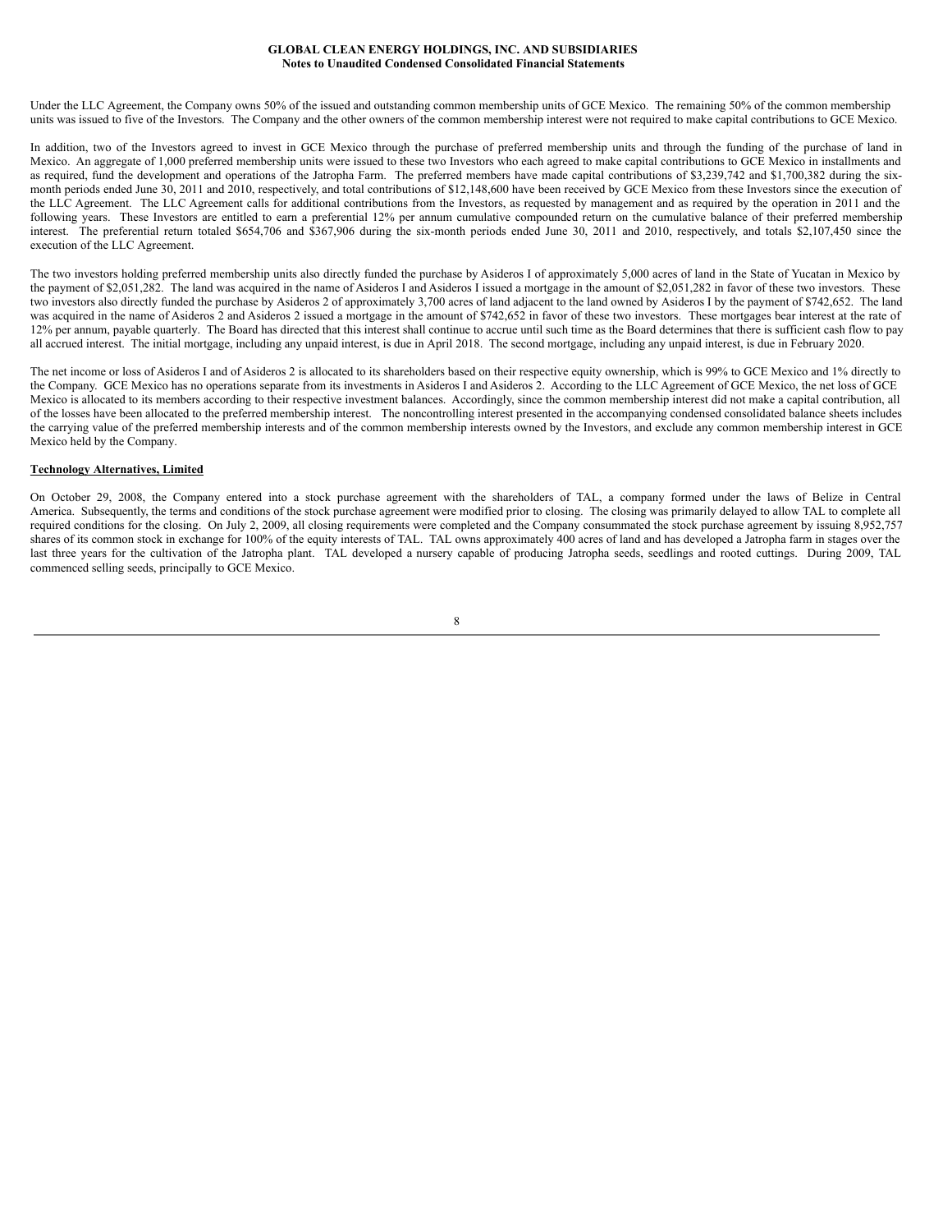Under the LLC Agreement, the Company owns 50% of the issued and outstanding common membership units of GCE Mexico. The remaining 50% of the common membership units was issued to five of the Investors. The Company and the other owners of the common membership interest were not required to make capital contributions to GCE Mexico.

In addition, two of the Investors agreed to invest in GCE Mexico through the purchase of preferred membership units and through the funding of the purchase of land in Mexico. An aggregate of 1,000 preferred membership units were issued to these two Investors who each agreed to make capital contributions to GCE Mexico in installments and as required, fund the development and operations of the Jatropha Farm. The preferred members have made capital contributions of $3,239,742 and $1,700,382 during the six-month periods ended June 30, 2011 and 2010, respectively, and total contributions of $12,148,600 have been received by GCE Mexico from these Investors since the execution of the LLC Agreement. The LLC Agreement calls for additional contributions from the Investors, as requested by management and as required by the operation in 2011 and the following years. These Investors are entitled to earn a preferential 12% per annum cumulative compounded return on the cumulative balance of their preferred membership interest. The preferential return totaled $654,706 and $367,906 during the six-month periods ended June 30, 2011 and 2010, respectively, and totals $2,107,450 since the execution of the LLC Agreement.

The two investors holding preferred membership units also directly funded the purchase by Asideros I of approximately 5,000 acres of land in the State of Yucatan in Mexico by the payment of $2,051,282. The land was acquired in the name of Asideros I and Asideros I issued a mortgage in the amount of $2,051,282 in favor of these two investors. These two investors also directly funded the purchase by Asideros 2 of approximately 3,700 acres of land adjacent to the land owned by Asideros I by the payment of $742,652. The land was acquired in the name of Asideros 2 and Asideros 2 issued a mortgage in the amount of $742,652 in favor of these two investors. These mortgages bear interest at the rate of 12% per annum, payable quarterly. The Board has directed that this interest shall continue to accrue until such time as the Board determines that there is sufficient cash flow to pay all accrued interest. The initial mortgage, including any unpaid interest, is due in April 2018. The second mortgage, including any unpaid interest, is due in February 2020.

The net income or loss of Asideros I and of Asideros 2 is allocated to its shareholders based on their respective equity ownership, which is 99% to GCE Mexico and 1% directly to the Company. GCE Mexico has no operations separate from its investments in Asideros I and Asideros 2. According to the LLC Agreement of GCE Mexico, the net loss of GCE Mexico is allocated to its members according to their respective investment balances. Accordingly, since the common membership interest did not make a capital contribution, all of the losses have been allocated to the preferred membership interest. The noncontrolling interest presented in the accompanying condensed consolidated balance sheets includes the carrying value of the preferred membership interests and of the common membership interests owned by the Investors, and exclude any common membership interest in GCE Mexico held by the Company.

**Technology Alternatives, Limited**

On October 29, 2008, the Company entered into a stock purchase agreement with the shareholders of TAL, a company formed under the laws of Belize in Central America. Subsequently, the terms and conditions of the stock purchase agreement were modified prior to closing. The closing was primarily delayed to allow TAL to complete all required conditions for the closing. On July 2, 2009, all closing requirements were completed and the Company consummated the stock purchase agreement by issuing 8,952,757 shares of its common stock in exchange for 100% of the equity interests of TAL. TAL owns approximately 400 acres of land and has developed a Jatropha farm in stages over the last three years for the cultivation of the Jatropha plant. TAL developed a nursery capable of producing Jatropha seeds, seedlings and rooted cuttings. During 2009, TAL commenced selling seeds, principally to GCE Mexico.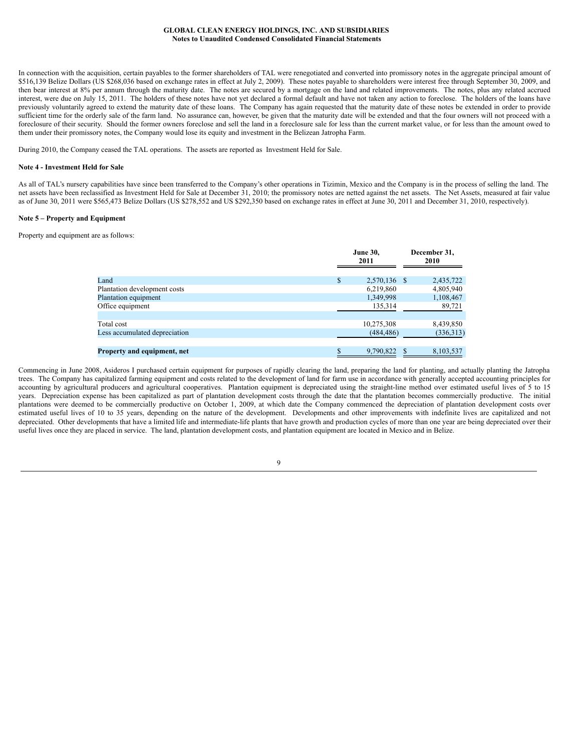In connection with the acquisition, certain payables to the former shareholders of TAL were renegotiated and converted into promissory notes in the aggregate principal amount of $516,139 Belize Dollars (US $268,036 based on exchange rates in effect at July 2, 2009). These notes payable to shareholders were interest free through September 30, 2009, and then bear interest at 8% per annum through the maturity date. The notes are secured by a mortgage on the land and related improvements. The notes, plus any related accrued interest, were due on July 15, 2011. The holders of these notes have not yet declared a formal default and have not taken any action to foreclose. The holders of the loans have previously voluntarily agreed to extend the maturity date of these loans. The Company has again requested that the maturity date of these notes be extended in order to provide sufficient time for the orderly sale of the farm land. No assurance can, however, be given that the maturity date will be extended and that the four owners will not proceed with a foreclosure of their security. Should the former owners foreclose and sell the land in a foreclosure sale for less than the current market value, or for less than the amount owed to them under their promissory notes, the Company would lose its equity and investment in the Belizean Jatropha Farm.

During 2010, the Company ceased the TAL operations. The assets are reported as Investment Held for Sale.

**Note 4 - Investment Held for Sale**

As all of TAL's nursery capabilities have since been transferred to the Company's other operations in Tizimin, Mexico and the Company is in the process of selling the land. The net assets have been reclassified as Investment Held for Sale at December 31, 2010; the promissory notes are netted against the net assets. The Net Assets, measured at fair value as of June 30, 2011 were $565,473 Belize Dollars (US $278,552 and US $292,350 based on exchange rates in effect at June 30, 2011 and December 31, 2010, respectively).

**Note 5 – Property and Equipment**

Property and equipment are as follows:

| | June 30, 2011 | December 31, 2010 |
|---|---|---|
| Land | $ 2,570,136 | $ 2,435,722 |
| Plantation development costs | 6,219,860 | 4,805,940 |
| Plantation equipment | 1,349,998 | 1,108,467 |
| Office equipment | 135,314 | 89,721 |
| Total cost | 10,275,308 | 8,439,850 |
| Less accumulated depreciation | (484,486) | (336,313) |
| **Property and equipment, net** | $ 9,790,822 | $ 8,103,537 |

Commencing in June 2008, Asideros I purchased certain equipment for purposes of rapidly clearing the land, preparing the land for planting, and actually planting the Jatropha trees. The Company has capitalized farming equipment and costs related to the development of land for farm use in accordance with generally accepted accounting principles for accounting by agricultural producers and agricultural cooperatives. Plantation equipment is depreciated using the straight-line method over estimated useful lives of 5 to 15 years. Depreciation expense has been capitalized as part of plantation development costs through the date that the plantation becomes commercially productive. The initial plantations were deemed to be commercially productive on October 1, 2009, at which date the Company commenced the depreciation of plantation development costs over estimated useful lives of 10 to 35 years, depending on the nature of the development. Developments and other improvements with indefinite lives are capitalized and not depreciated. Other developments that have a limited life and intermediate-life plants that have growth and production cycles of more than one year are being depreciated over their useful lives once they are placed in service. The land, plantation development costs, and plantation equipment are located in Mexico and in Belize.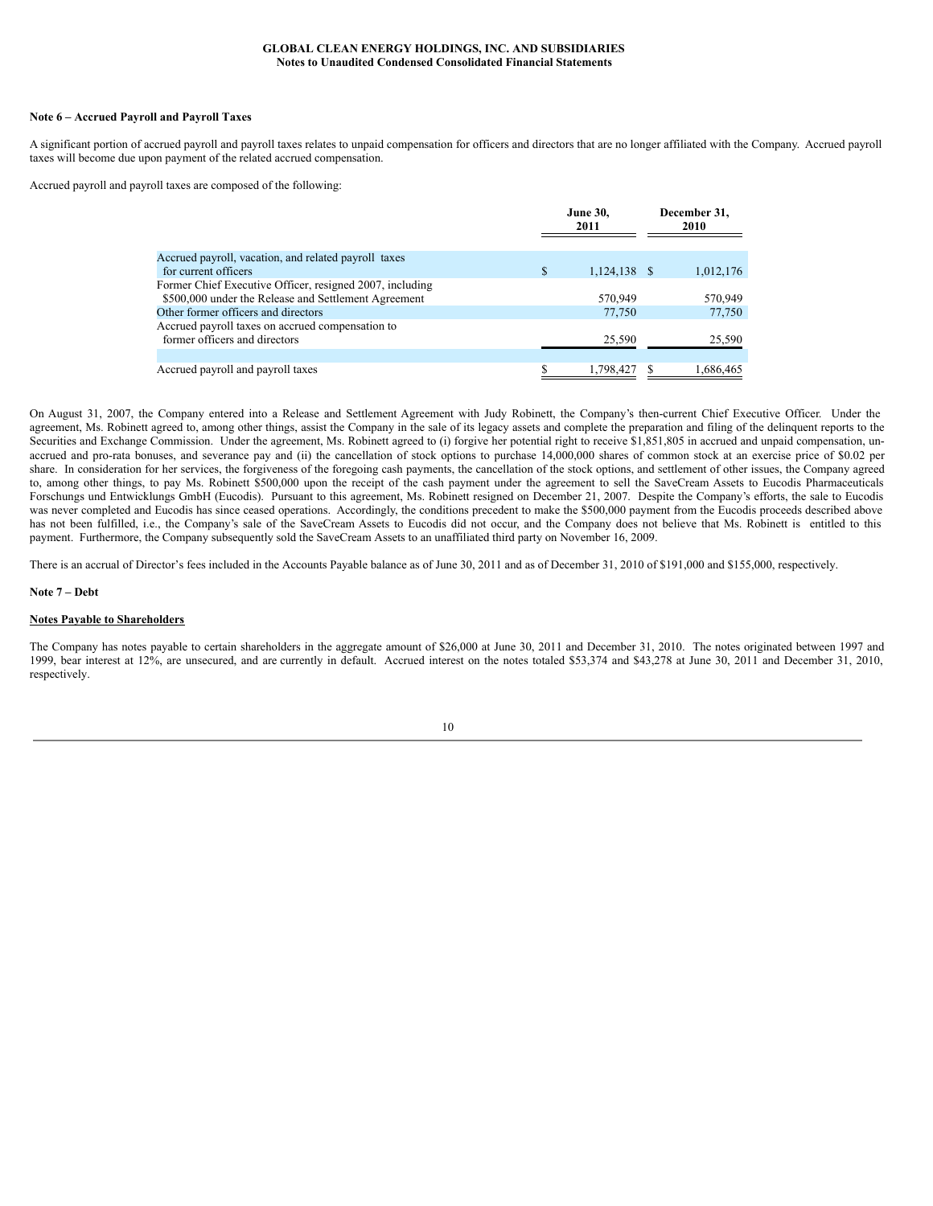**GLOBAL CLEAN ENERGY HOLDINGS, INC. AND SUBSIDIARIES**
**Notes to Unaudited Condensed Consolidated Financial Statements**

**Note 6 – Accrued Payroll and Payroll Taxes**

A significant portion of accrued payroll and payroll taxes relates to unpaid compensation for officers and directors that are no longer affiliated with the Company. Accrued payroll taxes will become due upon payment of the related accrued compensation.

Accrued payroll and payroll taxes are composed of the following:

| | June 30, 2011 | December 31, 2010 |
|---|---|---|
| Accrued payroll, vacation, and related payroll taxes for current officers | $ 1,124,138 | $ 1,012,176 |
| Former Chief Executive Officer, resigned 2007, including $500,000 under the Release and Settlement Agreement | 570,949 | 570,949 |
| Other former officers and directors | 77,750 | 77,750 |
| Accrued payroll taxes on accrued compensation to former officers and directors | 25,590 | 25,590 |
| Accrued payroll and payroll taxes | $ 1,798,427 | $ 1,686,465 |

On August 31, 2007, the Company entered into a Release and Settlement Agreement with Judy Robinett, the Company's then-current Chief Executive Officer. Under the agreement, Ms. Robinett agreed to, among other things, assist the Company in the sale of its legacy assets and complete the preparation and filing of the delinquent reports to the Securities and Exchange Commission. Under the agreement, Ms. Robinett agreed to (i) forgive her potential right to receive $1,851,805 in accrued and unpaid compensation, un-accrued and pro-rata bonuses, and severance pay and (ii) the cancellation of stock options to purchase 14,000,000 shares of common stock at an exercise price of $0.02 per share. In consideration for her services, the forgiveness of the foregoing cash payments, the cancellation of the stock options, and settlement of other issues, the Company agreed to, among other things, to pay Ms. Robinett $500,000 upon the receipt of the cash payment under the agreement to sell the SaveCream Assets to Eucodis Pharmaceuticals Forschungs und Entwicklungs GmbH (Eucodis). Pursuant to this agreement, Ms. Robinett resigned on December 21, 2007. Despite the Company's efforts, the sale to Eucodis was never completed and Eucodis has since ceased operations. Accordingly, the conditions precedent to make the $500,000 payment from the Eucodis proceeds described above has not been fulfilled, i.e., the Company's sale of the SaveCream Assets to Eucodis did not occur, and the Company does not believe that Ms. Robinett is entitled to this payment. Furthermore, the Company subsequently sold the SaveCream Assets to an unaffiliated third party on November 16, 2009.

There is an accrual of Director's fees included in the Accounts Payable balance as of June 30, 2011 and as of December 31, 2010 of $191,000 and $155,000, respectively.

**Note 7 – Debt**

**Notes Payable to Shareholders**

The Company has notes payable to certain shareholders in the aggregate amount of $26,000 at June 30, 2011 and December 31, 2010. The notes originated between 1997 and 1999, bear interest at 12%, are unsecured, and are currently in default. Accrued interest on the notes totaled $53,374 and $43,278 at June 30, 2011 and December 31, 2010, respectively.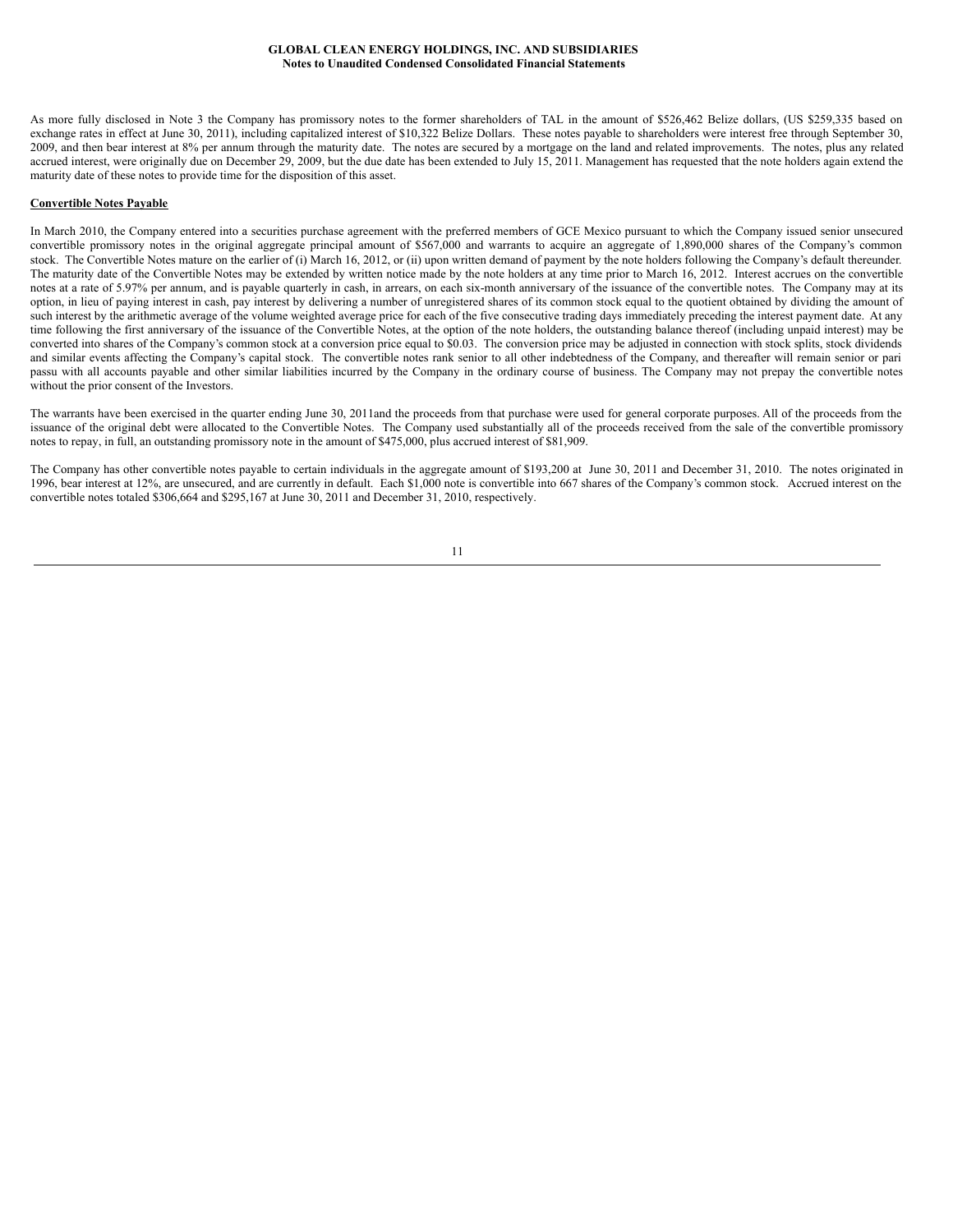As more fully disclosed in Note 3 the Company has promissory notes to the former shareholders of TAL in the amount of $526,462 Belize dollars, (US $259,335 based on exchange rates in effect at June 30, 2011), including capitalized interest of $10,322 Belize Dollars. These notes payable to shareholders were interest free through September 30, 2009, and then bear interest at 8% per annum through the maturity date. The notes are secured by a mortgage on the land and related improvements. The notes, plus any related accrued interest, were originally due on December 29, 2009, but the due date has been extended to July 15, 2011. Management has requested that the note holders again extend the maturity date of these notes to provide time for the disposition of this asset.

**Convertible Notes Payable**

In March 2010, the Company entered into a securities purchase agreement with the preferred members of GCE Mexico pursuant to which the Company issued senior unsecured convertible promissory notes in the original aggregate principal amount of $567,000 and warrants to acquire an aggregate of 1,890,000 shares of the Company's common stock. The Convertible Notes mature on the earlier of (i) March 16, 2012, or (ii) upon written demand of payment by the note holders following the Company's default thereunder. The maturity date of the Convertible Notes may be extended by written notice made by the note holders at any time prior to March 16, 2012. Interest accrues on the convertible notes at a rate of 5.97% per annum, and is payable quarterly in cash, in arrears, on each six-month anniversary of the issuance of the convertible notes. The Company may at its option, in lieu of paying interest in cash, pay interest by delivering a number of unregistered shares of its common stock equal to the quotient obtained by dividing the amount of such interest by the arithmetic average of the volume weighted average price for each of the five consecutive trading days immediately preceding the interest payment date. At any time following the first anniversary of the issuance of the Convertible Notes, at the option of the note holders, the outstanding balance thereof (including unpaid interest) may be converted into shares of the Company's common stock at a conversion price equal to $0.03. The conversion price may be adjusted in connection with stock splits, stock dividends and similar events affecting the Company's capital stock. The convertible notes rank senior to all other indebtedness of the Company, and thereafter will remain senior or pari passu with all accounts payable and other similar liabilities incurred by the Company in the ordinary course of business. The Company may not prepay the convertible notes without the prior consent of the Investors.

The warrants have been exercised in the quarter ending June 30, 2011and the proceeds from that purchase were used for general corporate purposes. All of the proceeds from the issuance of the original debt were allocated to the Convertible Notes. The Company used substantially all of the proceeds received from the sale of the convertible promissory notes to repay, in full, an outstanding promissory note in the amount of $475,000, plus accrued interest of $81,909.

The Company has other convertible notes payable to certain individuals in the aggregate amount of $193,200 at June 30, 2011 and December 31, 2010. The notes originated in 1996, bear interest at 12%, are unsecured, and are currently in default. Each $1,000 note is convertible into 667 shares of the Company's common stock. Accrued interest on the convertible notes totaled $306,664 and $295,167 at June 30, 2011 and December 31, 2010, respectively.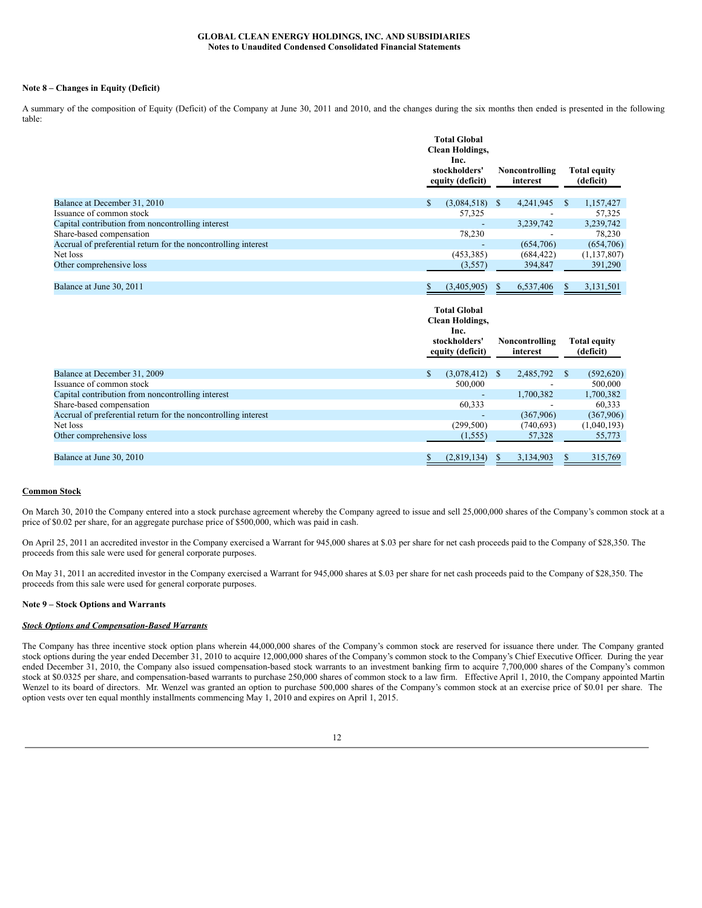### Note 8 – Changes in Equity (Deficit)

A summary of the composition of Equity (Deficit) of the Company at June 30, 2011 and 2010, and the changes during the six months then ended is presented in the following table:

| | Total Global Clean Holdings, Inc. stockholders' equity (deficit) | Noncontrolling interest | Total equity (deficit) |
|---|---|---|---|
| Balance at December 31, 2010 | $ (3,084,518) | $ 4,241,945 | $ 1,157,427 |
| Issuance of common stock | 57,325 | - | 57,325 |
| Capital contribution from noncontrolling interest | - | 3,239,742 | 3,239,742 |
| Share-based compensation | 78,230 | - | 78,230 |
| Accrual of preferential return for the noncontrolling interest | - | (654,706) | (654,706) |
| Net loss | (453,385) | (684,422) | (1,137,807) |
| Other comprehensive loss | (3,557) | 394,847 | 391,290 |
| Balance at June 30, 2011 | $ (3,405,905) | $ 6,537,406 | $ 3,131,501 |

| | Total Global Clean Holdings, Inc. stockholders' equity (deficit) | Noncontrolling interest | Total equity (deficit) |
|---|---|---|---|
| Balance at December 31, 2009 | $ (3,078,412) | $ 2,485,792 | $ (592,620) |
| Issuance of common stock | 500,000 | - | 500,000 |
| Capital contribution from noncontrolling interest | - | 1,700,382 | 1,700,382 |
| Share-based compensation | 60,333 | - | 60,333 |
| Accrual of preferential return for the noncontrolling interest | - | (367,906) | (367,906) |
| Net loss | (299,500) | (740,693) | (1,040,193) |
| Other comprehensive loss | (1,555) | 57,328 | 55,773 |
| Balance at June 30, 2010 | $ (2,819,134) | $ 3,134,903 | $ 315,769 |

**Common Stock**

On March 30, 2010 the Company entered into a stock purchase agreement whereby the Company agreed to issue and sell 25,000,000 shares of the Company's common stock at a price of $0.02 per share, for an aggregate purchase price of $500,000, which was paid in cash.

On April 25, 2011 an accredited investor in the Company exercised a Warrant for 945,000 shares at $.03 per share for net cash proceeds paid to the Company of $28,350. The proceeds from this sale were used for general corporate purposes.

On May 31, 2011 an accredited investor in the Company exercised a Warrant for 945,000 shares at $.03 per share for net cash proceeds paid to the Company of $28,350. The proceeds from this sale were used for general corporate purposes.

### Note 9 – Stock Options and Warrants

***Stock Options and Compensation-Based Warrants***

The Company has three incentive stock option plans wherein 44,000,000 shares of the Company's common stock are reserved for issuance there under. The Company granted stock options during the year ended December 31, 2010 to acquire 12,000,000 shares of the Company's common stock to the Company's Chief Executive Officer. During the year ended December 31, 2010, the Company also issued compensation-based stock warrants to an investment banking firm to acquire 7,700,000 shares of the Company's common stock at $0.0325 per share, and compensation-based warrants to purchase 250,000 shares of common stock to a law firm. Effective April 1, 2010, the Company appointed Martin Wenzel to its board of directors. Mr. Wenzel was granted an option to purchase 500,000 shares of the Company's common stock at an exercise price of $0.01 per share. The option vests over ten equal monthly installments commencing May 1, 2010 and expires on April 1, 2015.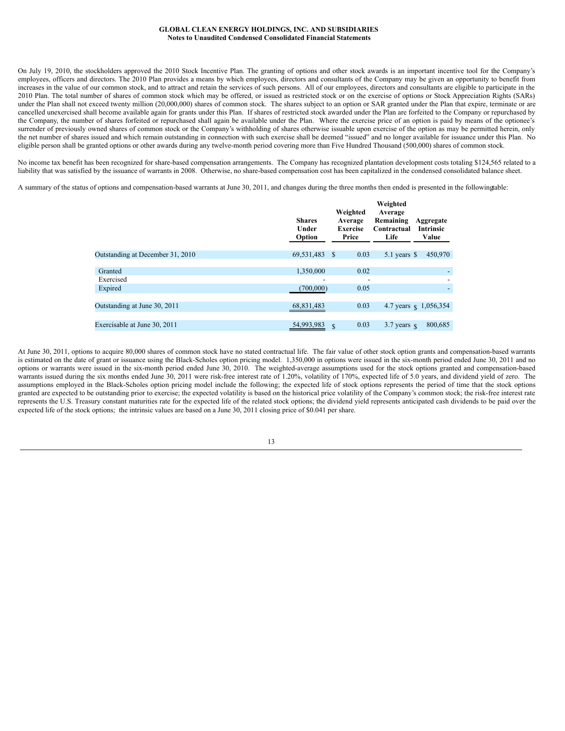On July 19, 2010, the stockholders approved the 2010 Stock Incentive Plan. The granting of options and other stock awards is an important incentive tool for the Company's employees, officers and directors. The 2010 Plan provides a means by which employees, directors and consultants of the Company may be given an opportunity to benefit from increases in the value of our common stock, and to attract and retain the services of such persons. All of our employees, directors and consultants are eligible to participate in the 2010 Plan. The total number of shares of common stock which may be offered, or issued as restricted stock or on the exercise of options or Stock Appreciation Rights (SARs) under the Plan shall not exceed twenty million (20,000,000) shares of common stock. The shares subject to an option or SAR granted under the Plan that expire, terminate or are cancelled unexercised shall become available again for grants under this Plan. If shares of restricted stock awarded under the Plan are forfeited to the Company or repurchased by the Company, the number of shares forfeited or repurchased shall again be available under the Plan. Where the exercise price of an option is paid by means of the optionee's surrender of previously owned shares of common stock or the Company's withholding of shares otherwise issuable upon exercise of the option as may be permitted herein, only the net number of shares issued and which remain outstanding in connection with such exercise shall be deemed "issued" and no longer available for issuance under this Plan. No eligible person shall be granted options or other awards during any twelve-month period covering more than Five Hundred Thousand (500,000) shares of common stock.

No income tax benefit has been recognized for share-based compensation arrangements. The Company has recognized plantation development costs totaling $124,565 related to a liability that was satisfied by the issuance of warrants in 2008. Otherwise, no share-based compensation cost has been capitalized in the condensed consolidated balance sheet.

A summary of the status of options and compensation-based warrants at June 30, 2011, and changes during the three months then ended is presented in the following table:

| | Shares Under Option | Weighted Average Exercise Price | Weighted Average Remaining Contractual Life | Aggregate Intrinsic Value |
|---|---|---|---|---|
| Outstanding at December 31, 2010 | 69,531,483 | $ 0.03 | 5.1 years | $ 450,970 |
| Granted | 1,350,000 | 0.02 | | - |
| Exercised | - | - | | - |
| Expired | (700,000) | 0.05 | | - |
| Outstanding at June 30, 2011 | 68,831,483 | 0.03 | 4.7 years | $ 1,056,354 |
| Exercisable at June 30, 2011 | 54,993,983 | $ 0.03 | 3.7 years | $ 800,685 |

At June 30, 2011, options to acquire 80,000 shares of common stock have no stated contractual life. The fair value of other stock option grants and compensation-based warrants is estimated on the date of grant or issuance using the Black-Scholes option pricing model. 1,350,000 in options were issued in the six-month period ended June 30, 2011 and no options or warrants were issued in the six-month period ended June 30, 2010. The weighted-average assumptions used for the stock options granted and compensation-based warrants issued during the six months ended June 30, 2011 were risk-free interest rate of 1.20%, volatility of 170%, expected life of 5.0 years, and dividend yield of zero. The assumptions employed in the Black-Scholes option pricing model include the following; the expected life of stock options represents the period of time that the stock options granted are expected to be outstanding prior to exercise; the expected volatility is based on the historical price volatility of the Company's common stock; the risk-free interest rate represents the U.S. Treasury constant maturities rate for the expected life of the related stock options; the dividend yield represents anticipated cash dividends to be paid over the expected life of the stock options; the intrinsic values are based on a June 30, 2011 closing price of $0.041 per share.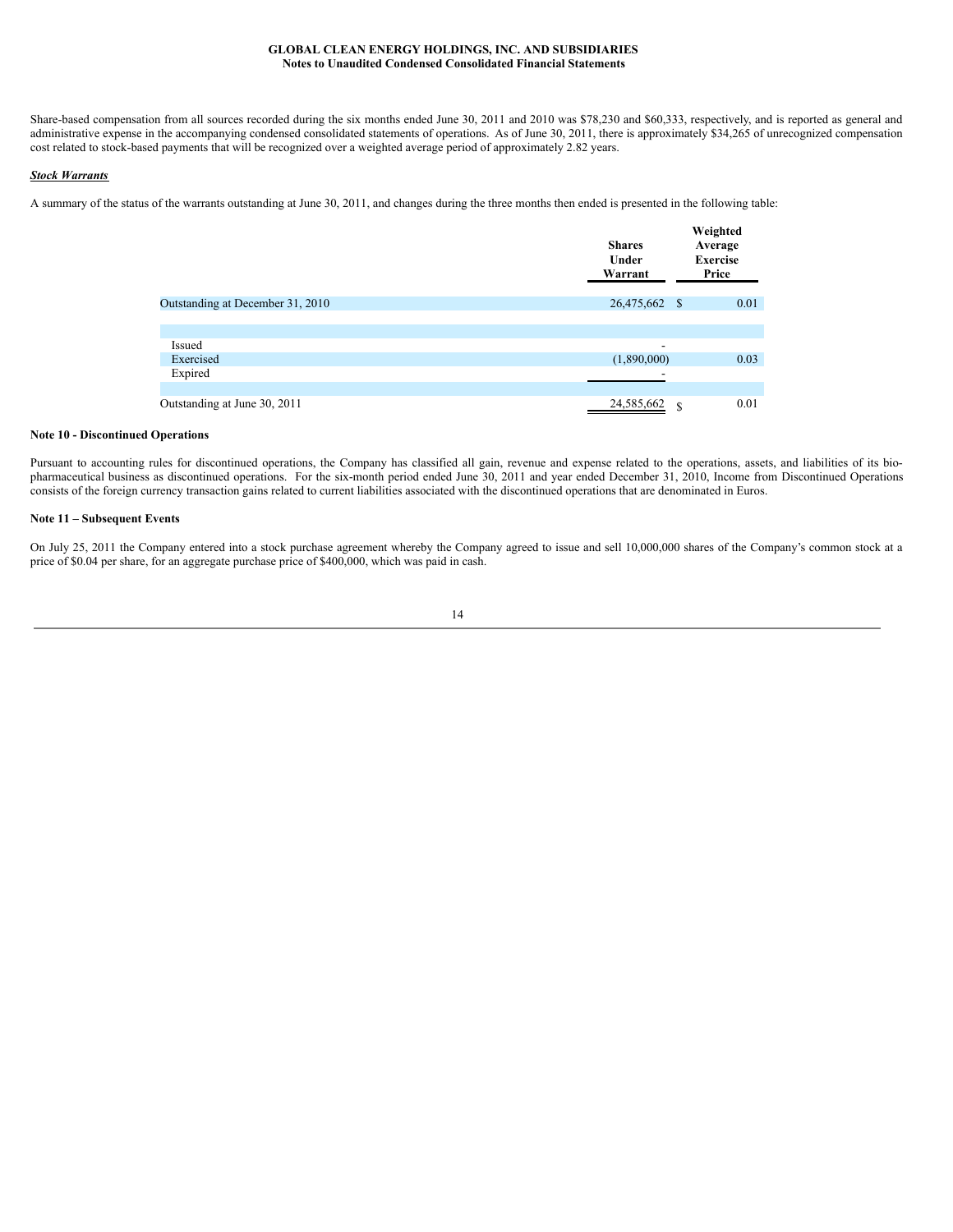Share-based compensation from all sources recorded during the six months ended June 30, 2011 and 2010 was $78,230 and $60,333, respectively, and is reported as general and administrative expense in the accompanying condensed consolidated statements of operations. As of June 30, 2011, there is approximately $34,265 of unrecognized compensation cost related to stock-based payments that will be recognized over a weighted average period of approximately 2.82 years.

***Stock Warrants***

A summary of the status of the warrants outstanding at June 30, 2011, and changes during the three months then ended is presented in the following table:

| | Shares Under Warrant | Weighted Average Exercise Price |
|---|---|---|
| Outstanding at December 31, 2010 | 26,475,662 | $ 0.01 |
| | | |
| Issued | - | |
| Exercised | (1,890,000) | 0.03 |
| Expired | - | |
| | | |
| Outstanding at June 30, 2011 | 24,585,662 | $ 0.01 |

**Note 10 - Discontinued Operations**

Pursuant to accounting rules for discontinued operations, the Company has classified all gain, revenue and expense related to the operations, assets, and liabilities of its bio-pharmaceutical business as discontinued operations. For the six-month period ended June 30, 2011 and year ended December 31, 2010, Income from Discontinued Operations consists of the foreign currency transaction gains related to current liabilities associated with the discontinued operations that are denominated in Euros.

**Note 11 – Subsequent Events**

On July 25, 2011 the Company entered into a stock purchase agreement whereby the Company agreed to issue and sell 10,000,000 shares of the Company's common stock at a price of $0.04 per share, for an aggregate purchase price of $400,000, which was paid in cash.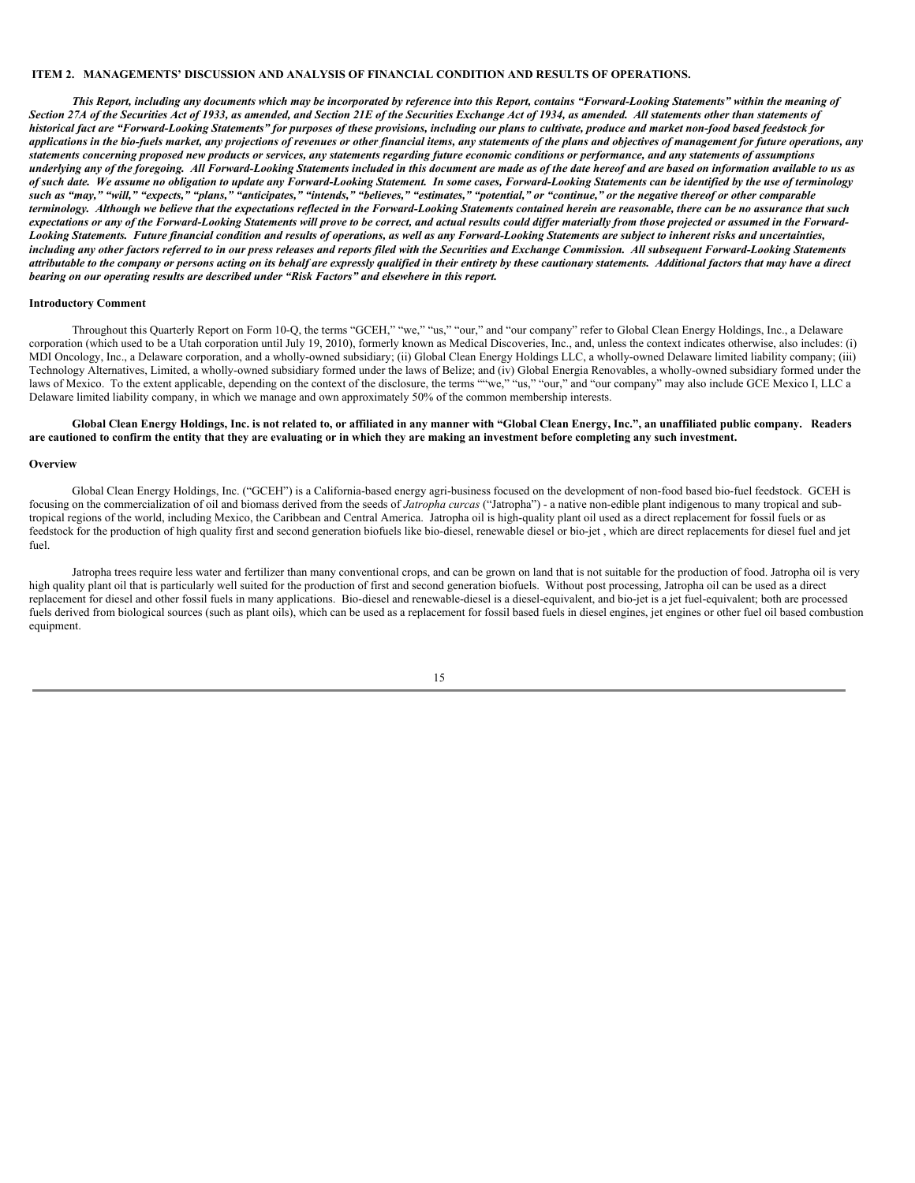## ITEM 2. MANAGEMENTS' DISCUSSION AND ANALYSIS OF FINANCIAL CONDITION AND RESULTS OF OPERATIONS.

***This Report, including any documents which may be incorporated by reference into this Report, contains "Forward-Looking Statements" within the meaning of Section 27A of the Securities Act of 1933, as amended, and Section 21E of the Securities Exchange Act of 1934, as amended. All statements other than statements of historical fact are "Forward-Looking Statements" for purposes of these provisions, including our plans to cultivate, produce and market non-food based feedstock for applications in the bio-fuels market, any projections of revenues or other financial items, any statements of the plans and objectives of management for future operations, any statements concerning proposed new products or services, any statements regarding future economic conditions or performance, and any statements of assumptions underlying any of the foregoing. All Forward-Looking Statements included in this document are made as of the date hereof and are based on information available to us as of such date. We assume no obligation to update any Forward-Looking Statement. In some cases, Forward-Looking Statements can be identified by the use of terminology such as "may," "will," "expects," "plans," "anticipates," "intends," "believes," "estimates," "potential," or "continue," or the negative thereof or other comparable terminology. Although we believe that the expectations reflected in the Forward-Looking Statements contained herein are reasonable, there can be no assurance that such expectations or any of the Forward-Looking Statements will prove to be correct, and actual results could differ materially from those projected or assumed in the Forward-Looking Statements. Future financial condition and results of operations, as well as any Forward-Looking Statements are subject to inherent risks and uncertainties, including any other factors referred to in our press releases and reports filed with the Securities and Exchange Commission. All subsequent Forward-Looking Statements attributable to the company or persons acting on its behalf are expressly qualified in their entirety by these cautionary statements. Additional factors that may have a direct bearing on our operating results are described under "Risk Factors" and elsewhere in this report.***

### Introductory Comment

Throughout this Quarterly Report on Form 10-Q, the terms "GCEH," "we," "us," "our," and "our company" refer to Global Clean Energy Holdings, Inc., a Delaware corporation (which used to be a Utah corporation until July 19, 2010), formerly known as Medical Discoveries, Inc., and, unless the context indicates otherwise, also includes: (i) MDI Oncology, Inc., a Delaware corporation, and a wholly-owned subsidiary; (ii) Global Clean Energy Holdings LLC, a wholly-owned Delaware limited liability company; (iii) Technology Alternatives, Limited, a wholly-owned subsidiary formed under the laws of Belize; and (iv) Global Energia Renovables, a wholly-owned subsidiary formed under the laws of Mexico. To the extent applicable, depending on the context of the disclosure, the terms ""we," "us," "our," and "our company" may also include GCE Mexico I, LLC a Delaware limited liability company, in which we manage and own approximately 50% of the common membership interests.

**Global Clean Energy Holdings, Inc. is not related to, or affiliated in any manner with "Global Clean Energy, Inc.", an unaffiliated public company. Readers are cautioned to confirm the entity that they are evaluating or in which they are making an investment before completing any such investment.**

### Overview

Global Clean Energy Holdings, Inc. ("GCEH") is a California-based energy agri-business focused on the development of non-food based bio-fuel feedstock. GCEH is focusing on the commercialization of oil and biomass derived from the seeds of *Jatropha curcas* ("Jatropha") - a native non-edible plant indigenous to many tropical and sub-tropical regions of the world, including Mexico, the Caribbean and Central America. Jatropha oil is high-quality plant oil used as a direct replacement for fossil fuels or as feedstock for the production of high quality first and second generation biofuels like bio-diesel, renewable diesel or bio-jet , which are direct replacements for diesel fuel and jet fuel.

Jatropha trees require less water and fertilizer than many conventional crops, and can be grown on land that is not suitable for the production of food. Jatropha oil is very high quality plant oil that is particularly well suited for the production of first and second generation biofuels. Without post processing, Jatropha oil can be used as a direct replacement for diesel and other fossil fuels in many applications. Bio-diesel and renewable-diesel is a diesel-equivalent, and bio-jet is a jet fuel-equivalent; both are processed fuels derived from biological sources (such as plant oils), which can be used as a replacement for fossil based fuels in diesel engines, jet engines or other fuel oil based combustion equipment.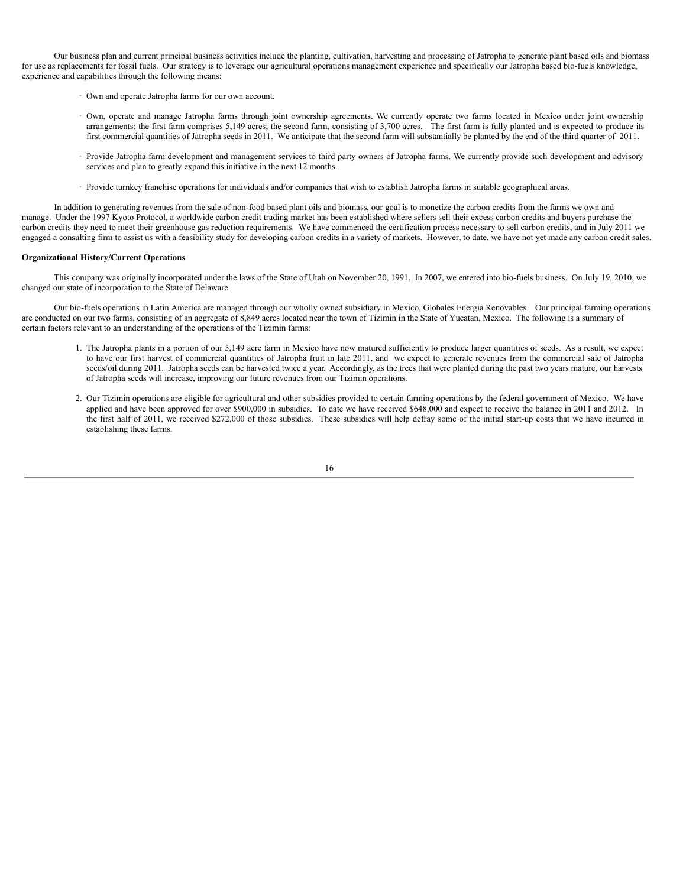Our business plan and current principal business activities include the planting, cultivation, harvesting and processing of Jatropha to generate plant based oils and biomass for use as replacements for fossil fuels. Our strategy is to leverage our agricultural operations management experience and specifically our Jatropha based bio-fuels knowledge, experience and capabilities through the following means:

- Own and operate Jatropha farms for our own account.
- Own, operate and manage Jatropha farms through joint ownership agreements. We currently operate two farms located in Mexico under joint ownership arrangements: the first farm comprises 5,149 acres; the second farm, consisting of 3,700 acres. The first farm is fully planted and is expected to produce its first commercial quantities of Jatropha seeds in 2011. We anticipate that the second farm will substantially be planted by the end of the third quarter of 2011.
- Provide Jatropha farm development and management services to third party owners of Jatropha farms. We currently provide such development and advisory services and plan to greatly expand this initiative in the next 12 months.
- Provide turnkey franchise operations for individuals and/or companies that wish to establish Jatropha farms in suitable geographical areas.

In addition to generating revenues from the sale of non-food based plant oils and biomass, our goal is to monetize the carbon credits from the farms we own and manage. Under the 1997 Kyoto Protocol, a worldwide carbon credit trading market has been established where sellers sell their excess carbon credits and buyers purchase the carbon credits they need to meet their greenhouse gas reduction requirements. We have commenced the certification process necessary to sell carbon credits, and in July 2011 we engaged a consulting firm to assist us with a feasibility study for developing carbon credits in a variety of markets. However, to date, we have not yet made any carbon credit sales.

**Organizational History/Current Operations**

This company was originally incorporated under the laws of the State of Utah on November 20, 1991. In 2007, we entered into bio-fuels business. On July 19, 2010, we changed our state of incorporation to the State of Delaware.

Our bio-fuels operations in Latin America are managed through our wholly owned subsidiary in Mexico, Globales Energia Renovables. Our principal farming operations are conducted on our two farms, consisting of an aggregate of 8,849 acres located near the town of Tizimin in the State of Yucatan, Mexico. The following is a summary of certain factors relevant to an understanding of the operations of the Tizimin farms:

1. The Jatropha plants in a portion of our 5,149 acre farm in Mexico have now matured sufficiently to produce larger quantities of seeds. As a result, we expect to have our first harvest of commercial quantities of Jatropha fruit in late 2011, and we expect to generate revenues from the commercial sale of Jatropha seeds/oil during 2011. Jatropha seeds can be harvested twice a year. Accordingly, as the trees that were planted during the past two years mature, our harvests of Jatropha seeds will increase, improving our future revenues from our Tizimin operations.
2. Our Tizimin operations are eligible for agricultural and other subsidies provided to certain farming operations by the federal government of Mexico. We have applied and have been approved for over $900,000 in subsidies. To date we have received $648,000 and expect to receive the balance in 2011 and 2012. In the first half of 2011, we received $272,000 of those subsidies. These subsidies will help defray some of the initial start-up costs that we have incurred in establishing these farms.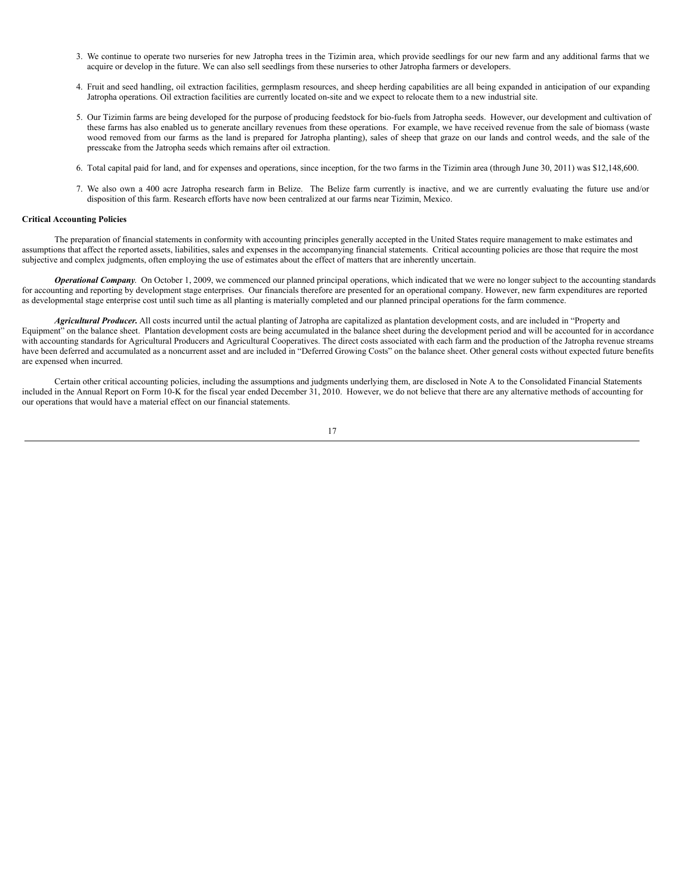3. We continue to operate two nurseries for new Jatropha trees in the Tizimin area, which provide seedlings for our new farm and any additional farms that we acquire or develop in the future. We can also sell seedlings from these nurseries to other Jatropha farmers or developers.

4. Fruit and seed handling, oil extraction facilities, germplasm resources, and sheep herding capabilities are all being expanded in anticipation of our expanding Jatropha operations. Oil extraction facilities are currently located on-site and we expect to relocate them to a new industrial site.

5. Our Tizimin farms are being developed for the purpose of producing feedstock for bio-fuels from Jatropha seeds. However, our development and cultivation of these farms has also enabled us to generate ancillary revenues from these operations. For example, we have received revenue from the sale of biomass (waste wood removed from our farms as the land is prepared for Jatropha planting), sales of sheep that graze on our lands and control weeds, and the sale of the presscake from the Jatropha seeds which remains after oil extraction.

6. Total capital paid for land, and for expenses and operations, since inception, for the two farms in the Tizimin area (through June 30, 2011) was $12,148,600.

7. We also own a 400 acre Jatropha research farm in Belize. The Belize farm currently is inactive, and we are currently evaluating the future use and/or disposition of this farm. Research efforts have now been centralized at our farms near Tizimin, Mexico.

**Critical Accounting Policies**

The preparation of financial statements in conformity with accounting principles generally accepted in the United States require management to make estimates and assumptions that affect the reported assets, liabilities, sales and expenses in the accompanying financial statements. Critical accounting policies are those that require the most subjective and complex judgments, often employing the use of estimates about the effect of matters that are inherently uncertain.

***Operational Company***. On October 1, 2009, we commenced our planned principal operations, which indicated that we were no longer subject to the accounting standards for accounting and reporting by development stage enterprises. Our financials therefore are presented for an operational company. However, new farm expenditures are reported as developmental stage enterprise cost until such time as all planting is materially completed and our planned principal operations for the farm commence.

***Agricultural Producer.*** All costs incurred until the actual planting of Jatropha are capitalized as plantation development costs, and are included in "Property and Equipment" on the balance sheet. Plantation development costs are being accumulated in the balance sheet during the development period and will be accounted for in accordance with accounting standards for Agricultural Producers and Agricultural Cooperatives. The direct costs associated with each farm and the production of the Jatropha revenue streams have been deferred and accumulated as a noncurrent asset and are included in "Deferred Growing Costs" on the balance sheet. Other general costs without expected future benefits are expensed when incurred.

Certain other critical accounting policies, including the assumptions and judgments underlying them, are disclosed in Note A to the Consolidated Financial Statements included in the Annual Report on Form 10-K for the fiscal year ended December 31, 2010. However, we do not believe that there are any alternative methods of accounting for our operations that would have a material effect on our financial statements.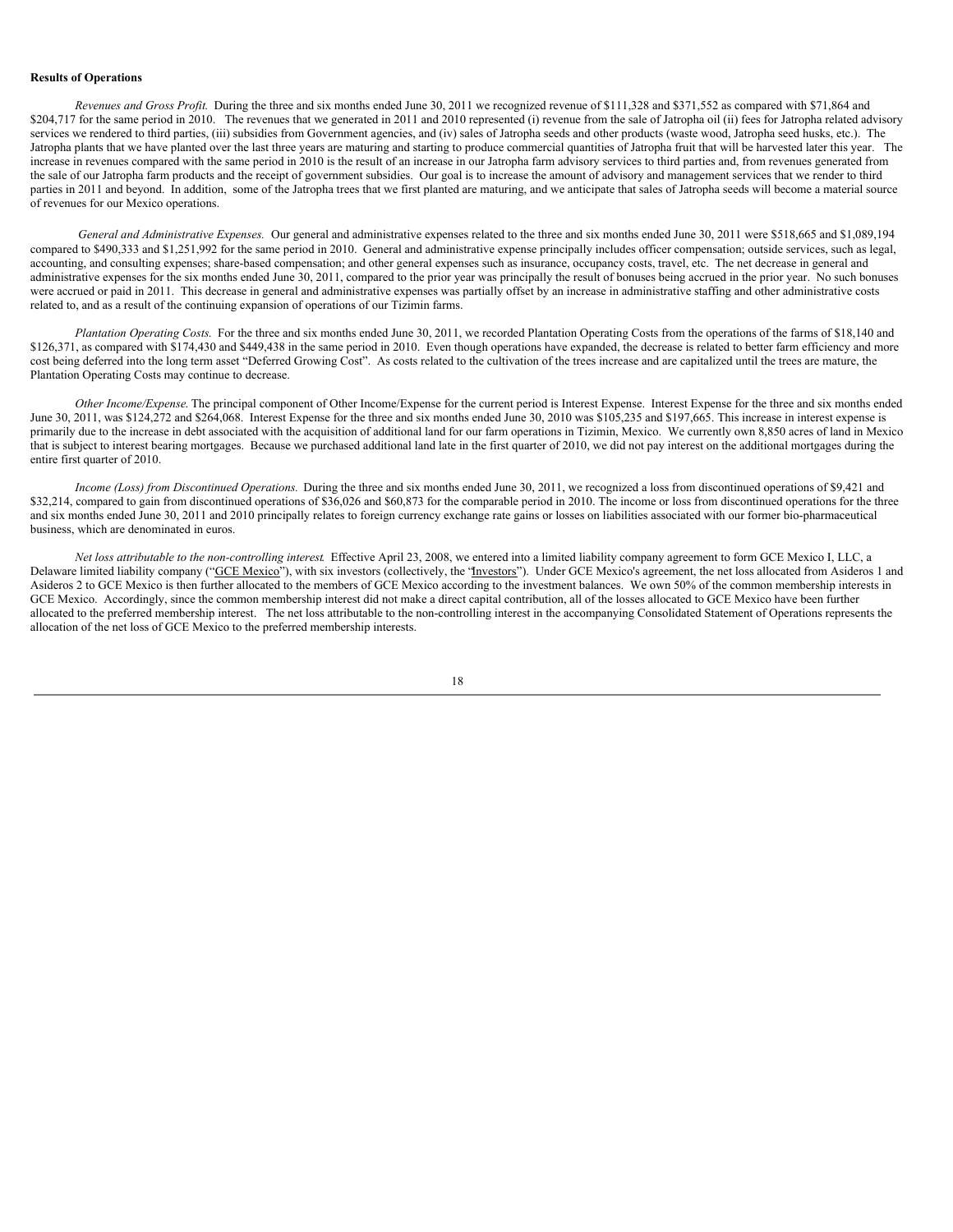**Results of Operations**

*Revenues and Gross Profit.* During the three and six months ended June 30, 2011 we recognized revenue of $111,328 and $371,552 as compared with $71,864 and $204,717 for the same period in 2010. The revenues that we generated in 2011 and 2010 represented (i) revenue from the sale of Jatropha oil (ii) fees for Jatropha related advisory services we rendered to third parties, (iii) subsidies from Government agencies, and (iv) sales of Jatropha seeds and other products (waste wood, Jatropha seed husks, etc.). The Jatropha plants that we have planted over the last three years are maturing and starting to produce commercial quantities of Jatropha fruit that will be harvested later this year. The increase in revenues compared with the same period in 2010 is the result of an increase in our Jatropha farm advisory services to third parties and, from revenues generated from the sale of our Jatropha farm products and the receipt of government subsidies. Our goal is to increase the amount of advisory and management services that we render to third parties in 2011 and beyond. In addition, some of the Jatropha trees that we first planted are maturing, and we anticipate that sales of Jatropha seeds will become a material source of revenues for our Mexico operations.

*General and Administrative Expenses.* Our general and administrative expenses related to the three and six months ended June 30, 2011 were $518,665 and $1,089,194 compared to $490,333 and $1,251,992 for the same period in 2010. General and administrative expense principally includes officer compensation; outside services, such as legal, accounting, and consulting expenses; share-based compensation; and other general expenses such as insurance, occupancy costs, travel, etc. The net decrease in general and administrative expenses for the six months ended June 30, 2011, compared to the prior year was principally the result of bonuses being accrued in the prior year. No such bonuses were accrued or paid in 2011. This decrease in general and administrative expenses was partially offset by an increase in administrative staffing and other administrative costs related to, and as a result of the continuing expansion of operations of our Tizimin farms.

*Plantation Operating Costs.* For the three and six months ended June 30, 2011, we recorded Plantation Operating Costs from the operations of the farms of $18,140 and $126,371, as compared with $174,430 and $449,438 in the same period in 2010. Even though operations have expanded, the decrease is related to better farm efficiency and more cost being deferred into the long term asset "Deferred Growing Cost". As costs related to the cultivation of the trees increase and are capitalized until the trees are mature, the Plantation Operating Costs may continue to decrease.

*Other Income/Expense.* The principal component of Other Income/Expense for the current period is Interest Expense. Interest Expense for the three and six months ended June 30, 2011, was $124,272 and $264,068. Interest Expense for the three and six months ended June 30, 2010 was $105,235 and $197,665. This increase in interest expense is primarily due to the increase in debt associated with the acquisition of additional land for our farm operations in Tizimin, Mexico. We currently own 8,850 acres of land in Mexico that is subject to interest bearing mortgages. Because we purchased additional land late in the first quarter of 2010, we did not pay interest on the additional mortgages during the entire first quarter of 2010.

*Income (Loss) from Discontinued Operations.* During the three and six months ended June 30, 2011, we recognized a loss from discontinued operations of $9,421 and $32,214, compared to gain from discontinued operations of $36,026 and $60,873 for the comparable period in 2010. The income or loss from discontinued operations for the three and six months ended June 30, 2011 and 2010 principally relates to foreign currency exchange rate gains or losses on liabilities associated with our former bio-pharmaceutical business, which are denominated in euros.

*Net loss attributable to the non-controlling interest.* Effective April 23, 2008, we entered into a limited liability company agreement to form GCE Mexico I, LLC, a Delaware limited liability company ("GCE Mexico"), with six investors (collectively, the "Investors"). Under GCE Mexico's agreement, the net loss allocated from Asideros 1 and Asideros 2 to GCE Mexico is then further allocated to the members of GCE Mexico according to the investment balances. We own 50% of the common membership interests in GCE Mexico. Accordingly, since the common membership interest did not make a direct capital contribution, all of the losses allocated to GCE Mexico have been further allocated to the preferred membership interest. The net loss attributable to the non-controlling interest in the accompanying Consolidated Statement of Operations represents the allocation of the net loss of GCE Mexico to the preferred membership interests.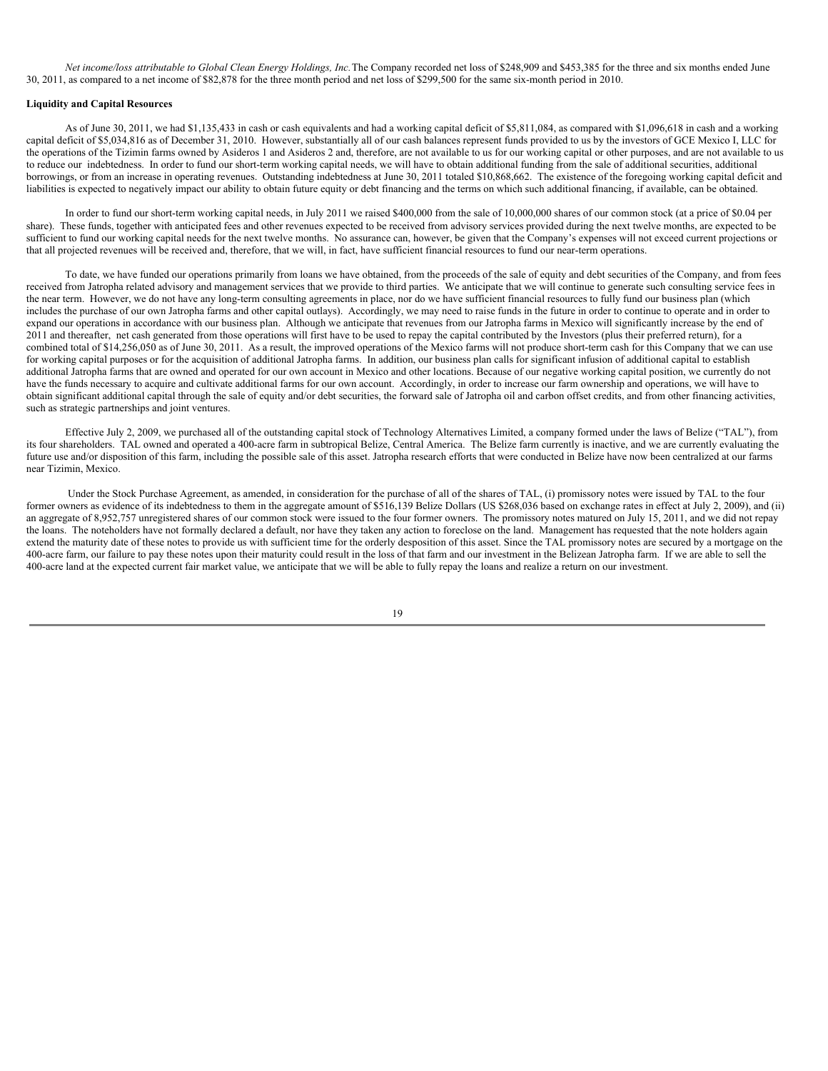*Net income/loss attributable to Global Clean Energy Holdings, Inc.* The Company recorded net loss of $248,909 and $453,385 for the three and six months ended June 30, 2011, as compared to a net income of $82,878 for the three month period and net loss of $299,500 for the same six-month period in 2010.

**Liquidity and Capital Resources**

As of June 30, 2011, we had $1,135,433 in cash or cash equivalents and had a working capital deficit of $5,811,084, as compared with $1,096,618 in cash and a working capital deficit of $5,034,816 as of December 31, 2010. However, substantially all of our cash balances represent funds provided to us by the investors of GCE Mexico I, LLC for the operations of the Tizimin farms owned by Asideros 1 and Asideros 2 and, therefore, are not available to us for our working capital or other purposes, and are not available to us to reduce our indebtedness. In order to fund our short-term working capital needs, we will have to obtain additional funding from the sale of additional securities, additional borrowings, or from an increase in operating revenues. Outstanding indebtedness at June 30, 2011 totaled $10,868,662. The existence of the foregoing working capital deficit and liabilities is expected to negatively impact our ability to obtain future equity or debt financing and the terms on which such additional financing, if available, can be obtained.

In order to fund our short-term working capital needs, in July 2011 we raised $400,000 from the sale of 10,000,000 shares of our common stock (at a price of $0.04 per share). These funds, together with anticipated fees and other revenues expected to be received from advisory services provided during the next twelve months, are expected to be sufficient to fund our working capital needs for the next twelve months. No assurance can, however, be given that the Company's expenses will not exceed current projections or that all projected revenues will be received and, therefore, that we will, in fact, have sufficient financial resources to fund our near-term operations.

To date, we have funded our operations primarily from loans we have obtained, from the proceeds of the sale of equity and debt securities of the Company, and from fees received from Jatropha related advisory and management services that we provide to third parties. We anticipate that we will continue to generate such consulting service fees in the near term. However, we do not have any long-term consulting agreements in place, nor do we have sufficient financial resources to fully fund our business plan (which includes the purchase of our own Jatropha farms and other capital outlays). Accordingly, we may need to raise funds in the future in order to continue to operate and in order to expand our operations in accordance with our business plan. Although we anticipate that revenues from our Jatropha farms in Mexico will significantly increase by the end of 2011 and thereafter, net cash generated from those operations will first have to be used to repay the capital contributed by the Investors (plus their preferred return), for a combined total of $14,256,050 as of June 30, 2011. As a result, the improved operations of the Mexico farms will not produce short-term cash for this Company that we can use for working capital purposes or for the acquisition of additional Jatropha farms. In addition, our business plan calls for significant infusion of additional capital to establish additional Jatropha farms that are owned and operated for our own account in Mexico and other locations. Because of our negative working capital position, we currently do not have the funds necessary to acquire and cultivate additional farms for our own account. Accordingly, in order to increase our farm ownership and operations, we will have to obtain significant additional capital through the sale of equity and/or debt securities, the forward sale of Jatropha oil and carbon offset credits, and from other financing activities, such as strategic partnerships and joint ventures.

Effective July 2, 2009, we purchased all of the outstanding capital stock of Technology Alternatives Limited, a company formed under the laws of Belize ("TAL"), from its four shareholders. TAL owned and operated a 400-acre farm in subtropical Belize, Central America. The Belize farm currently is inactive, and we are currently evaluating the future use and/or disposition of this farm, including the possible sale of this asset. Jatropha research efforts that were conducted in Belize have now been centralized at our farms near Tizimin, Mexico.

Under the Stock Purchase Agreement, as amended, in consideration for the purchase of all of the shares of TAL, (i) promissory notes were issued by TAL to the four former owners as evidence of its indebtedness to them in the aggregate amount of $516,139 Belize Dollars (US $268,036 based on exchange rates in effect at July 2, 2009), and (ii) an aggregate of 8,952,757 unregistered shares of our common stock were issued to the four former owners. The promissory notes matured on July 15, 2011, and we did not repay the loans. The noteholders have not formally declared a default, nor have they taken any action to foreclose on the land. Management has requested that the note holders again extend the maturity date of these notes to provide us with sufficient time for the orderly desposition of this asset. Since the TAL promissory notes are secured by a mortgage on the 400-acre farm, our failure to pay these notes upon their maturity could result in the loss of that farm and our investment in the Belizean Jatropha farm. If we are able to sell the 400-acre land at the expected current fair market value, we anticipate that we will be able to fully repay the loans and realize a return on our investment.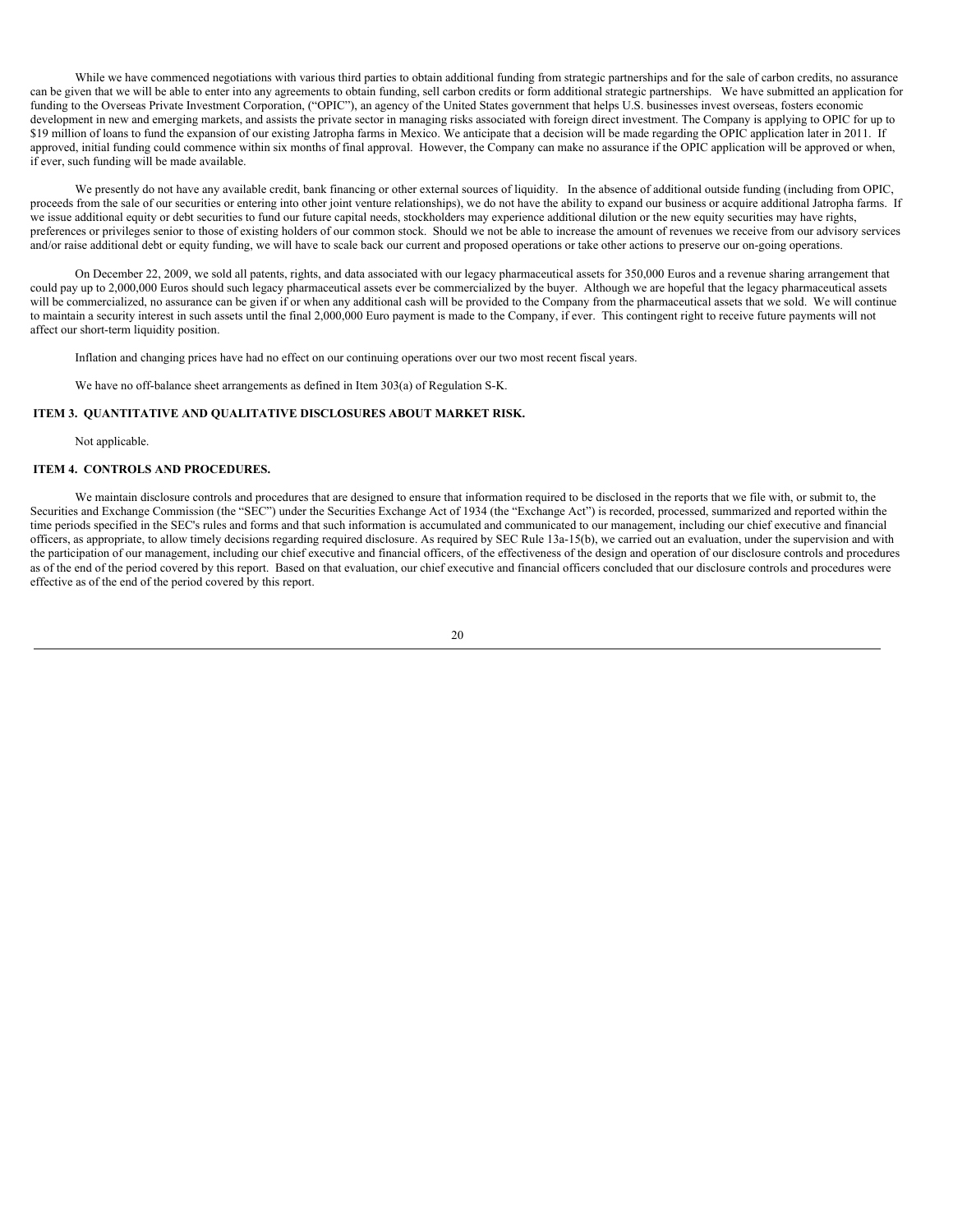While we have commenced negotiations with various third parties to obtain additional funding from strategic partnerships and for the sale of carbon credits, no assurance can be given that we will be able to enter into any agreements to obtain funding, sell carbon credits or form additional strategic partnerships. We have submitted an application for funding to the Overseas Private Investment Corporation, ("OPIC"), an agency of the United States government that helps U.S. businesses invest overseas, fosters economic development in new and emerging markets, and assists the private sector in managing risks associated with foreign direct investment. The Company is applying to OPIC for up to $19 million of loans to fund the expansion of our existing Jatropha farms in Mexico. We anticipate that a decision will be made regarding the OPIC application later in 2011. If approved, initial funding could commence within six months of final approval. However, the Company can make no assurance if the OPIC application will be approved or when, if ever, such funding will be made available.

We presently do not have any available credit, bank financing or other external sources of liquidity. In the absence of additional outside funding (including from OPIC, proceeds from the sale of our securities or entering into other joint venture relationships), we do not have the ability to expand our business or acquire additional Jatropha farms. If we issue additional equity or debt securities to fund our future capital needs, stockholders may experience additional dilution or the new equity securities may have rights, preferences or privileges senior to those of existing holders of our common stock. Should we not be able to increase the amount of revenues we receive from our advisory services and/or raise additional debt or equity funding, we will have to scale back our current and proposed operations or take other actions to preserve our on-going operations.

On December 22, 2009, we sold all patents, rights, and data associated with our legacy pharmaceutical assets for 350,000 Euros and a revenue sharing arrangement that could pay up to 2,000,000 Euros should such legacy pharmaceutical assets ever be commercialized by the buyer. Although we are hopeful that the legacy pharmaceutical assets will be commercialized, no assurance can be given if or when any additional cash will be provided to the Company from the pharmaceutical assets that we sold. We will continue to maintain a security interest in such assets until the final 2,000,000 Euro payment is made to the Company, if ever. This contingent right to receive future payments will not affect our short-term liquidity position.

Inflation and changing prices have had no effect on our continuing operations over our two most recent fiscal years.

We have no off-balance sheet arrangements as defined in Item 303(a) of Regulation S-K.

## ITEM 3. QUANTITATIVE AND QUALITATIVE DISCLOSURES ABOUT MARKET RISK.

Not applicable.

## ITEM 4. CONTROLS AND PROCEDURES.

We maintain disclosure controls and procedures that are designed to ensure that information required to be disclosed in the reports that we file with, or submit to, the Securities and Exchange Commission (the "SEC") under the Securities Exchange Act of 1934 (the "Exchange Act") is recorded, processed, summarized and reported within the time periods specified in the SEC's rules and forms and that such information is accumulated and communicated to our management, including our chief executive and financial officers, as appropriate, to allow timely decisions regarding required disclosure. As required by SEC Rule 13a-15(b), we carried out an evaluation, under the supervision and with the participation of our management, including our chief executive and financial officers, of the effectiveness of the design and operation of our disclosure controls and procedures as of the end of the period covered by this report. Based on that evaluation, our chief executive and financial officers concluded that our disclosure controls and procedures were effective as of the end of the period covered by this report.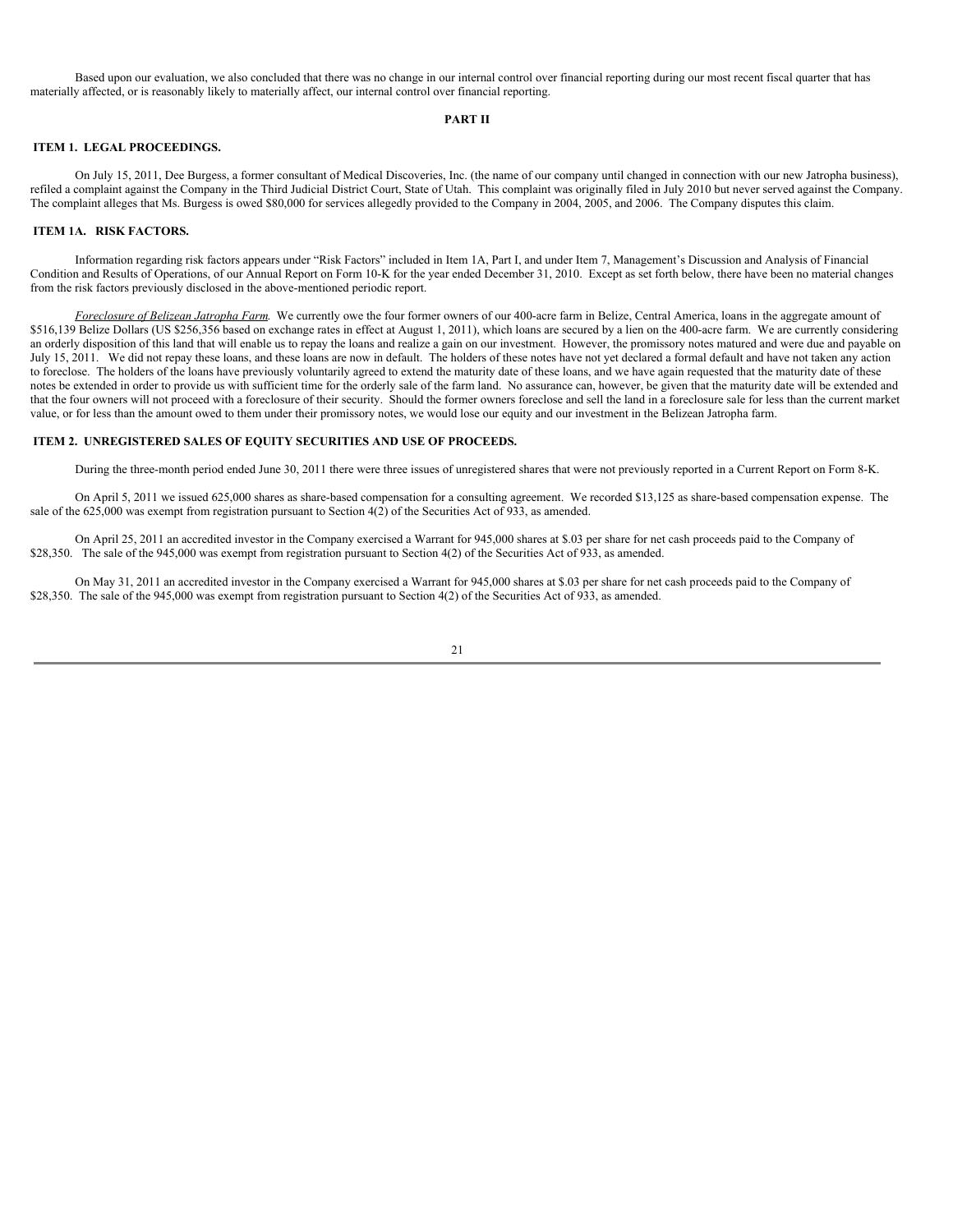Based upon our evaluation, we also concluded that there was no change in our internal control over financial reporting during our most recent fiscal quarter that has materially affected, or is reasonably likely to materially affect, our internal control over financial reporting.

## PART II

### ITEM 1. LEGAL PROCEEDINGS.

On July 15, 2011, Dee Burgess, a former consultant of Medical Discoveries, Inc. (the name of our company until changed in connection with our new Jatropha business), refiled a complaint against the Company in the Third Judicial District Court, State of Utah. This complaint was originally filed in July 2010 but never served against the Company. The complaint alleges that Ms. Burgess is owed \$80,000 for services allegedly provided to the Company in 2004, 2005, and 2006. The Company disputes this claim.

### ITEM 1A. RISK FACTORS.

Information regarding risk factors appears under "Risk Factors" included in Item 1A, Part I, and under Item 7, Management's Discussion and Analysis of Financial Condition and Results of Operations, of our Annual Report on Form 10-K for the year ended December 31, 2010. Except as set forth below, there have been no material changes from the risk factors previously disclosed in the above-mentioned periodic report.

*Foreclosure of Belizean Jatropha Farm*. We currently owe the four former owners of our 400-acre farm in Belize, Central America, loans in the aggregate amount of \$516,139 Belize Dollars (US \$256,356 based on exchange rates in effect at August 1, 2011), which loans are secured by a lien on the 400-acre farm. We are currently considering an orderly disposition of this land that will enable us to repay the loans and realize a gain on our investment. However, the promissory notes matured and were due and payable on July 15, 2011. We did not repay these loans, and these loans are now in default. The holders of these notes have not yet declared a formal default and have not taken any action to foreclose. The holders of the loans have previously voluntarily agreed to extend the maturity date of these loans, and we have again requested that the maturity date of these notes be extended in order to provide us with sufficient time for the orderly sale of the farm land. No assurance can, however, be given that the maturity date will be extended and that the four owners will not proceed with a foreclosure of their security. Should the former owners foreclose and sell the land in a foreclosure sale for less than the current market value, or for less than the amount owed to them under their promissory notes, we would lose our equity and our investment in the Belizean Jatropha farm.

### ITEM 2. UNREGISTERED SALES OF EQUITY SECURITIES AND USE OF PROCEEDS.

During the three-month period ended June 30, 2011 there were three issues of unregistered shares that were not previously reported in a Current Report on Form 8-K.

On April 5, 2011 we issued 625,000 shares as share-based compensation for a consulting agreement. We recorded \$13,125 as share-based compensation expense. The sale of the 625,000 was exempt from registration pursuant to Section 4(2) of the Securities Act of 933, as amended.

On April 25, 2011 an accredited investor in the Company exercised a Warrant for 945,000 shares at \$.03 per share for net cash proceeds paid to the Company of \$28,350. The sale of the 945,000 was exempt from registration pursuant to Section 4(2) of the Securities Act of 933, as amended.

On May 31, 2011 an accredited investor in the Company exercised a Warrant for 945,000 shares at \$.03 per share for net cash proceeds paid to the Company of \$28,350. The sale of the 945,000 was exempt from registration pursuant to Section 4(2) of the Securities Act of 933, as amended.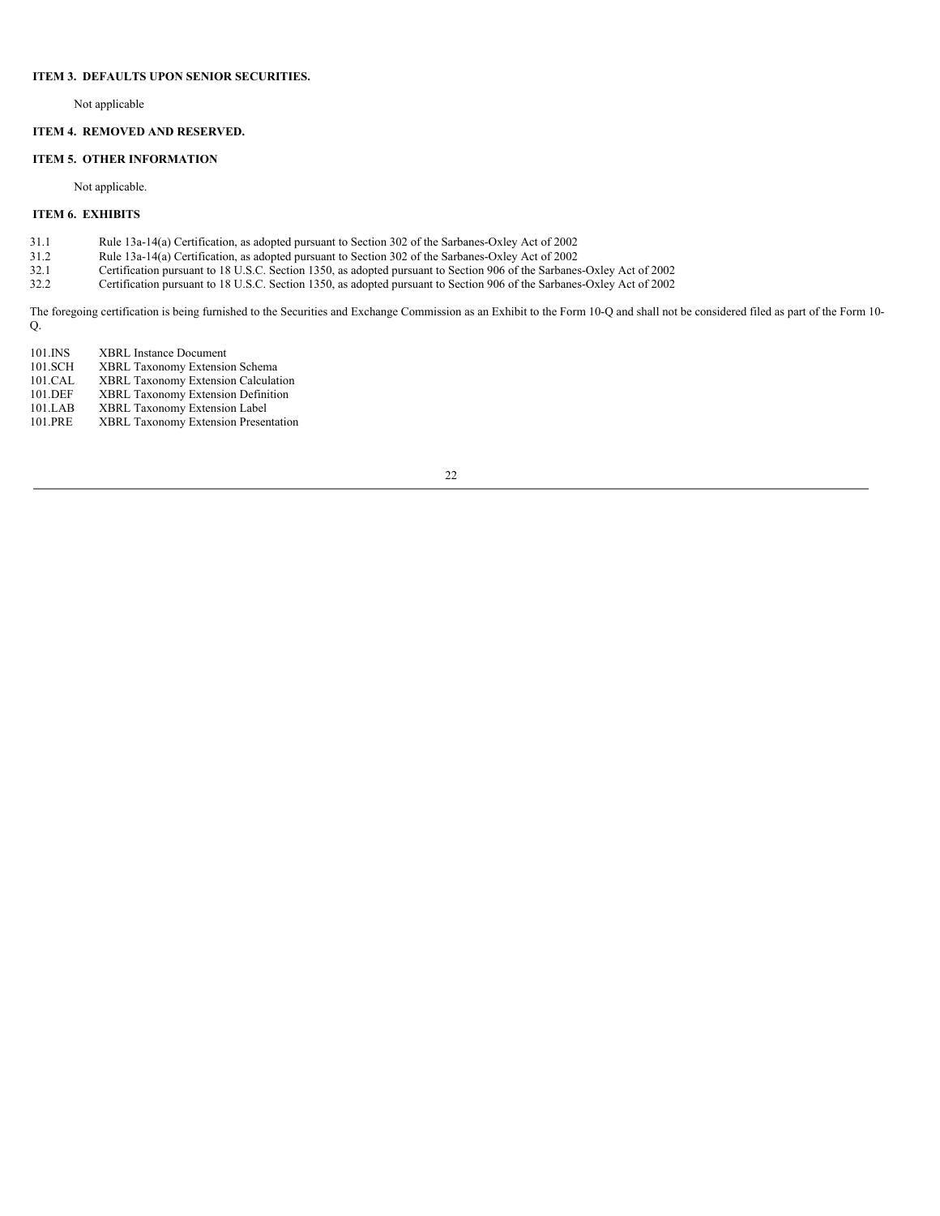### ITEM 3. DEFAULTS UPON SENIOR SECURITIES.

Not applicable

### ITEM 4. REMOVED AND RESERVED.

### ITEM 5. OTHER INFORMATION

Not applicable.

### ITEM 6. EXHIBITS

| | |
|---|---|
| 31.1 | Rule 13a-14(a) Certification, as adopted pursuant to Section 302 of the Sarbanes-Oxley Act of 2002 |
| 31.2 | Rule 13a-14(a) Certification, as adopted pursuant to Section 302 of the Sarbanes-Oxley Act of 2002 |
| 32.1 | Certification pursuant to 18 U.S.C. Section 1350, as adopted pursuant to Section 906 of the Sarbanes-Oxley Act of 2002 |
| 32.2 | Certification pursuant to 18 U.S.C. Section 1350, as adopted pursuant to Section 906 of the Sarbanes-Oxley Act of 2002 |

The foregoing certification is being furnished to the Securities and Exchange Commission as an Exhibit to the Form 10-Q and shall not be considered filed as part of the Form 10-Q.

| | |
|---|---|
| 101.INS | XBRL Instance Document |
| 101.SCH | XBRL Taxonomy Extension Schema |
| 101.CAL | XBRL Taxonomy Extension Calculation |
| 101.DEF | XBRL Taxonomy Extension Definition |
| 101.LAB | XBRL Taxonomy Extension Label |
| 101.PRE | XBRL Taxonomy Extension Presentation |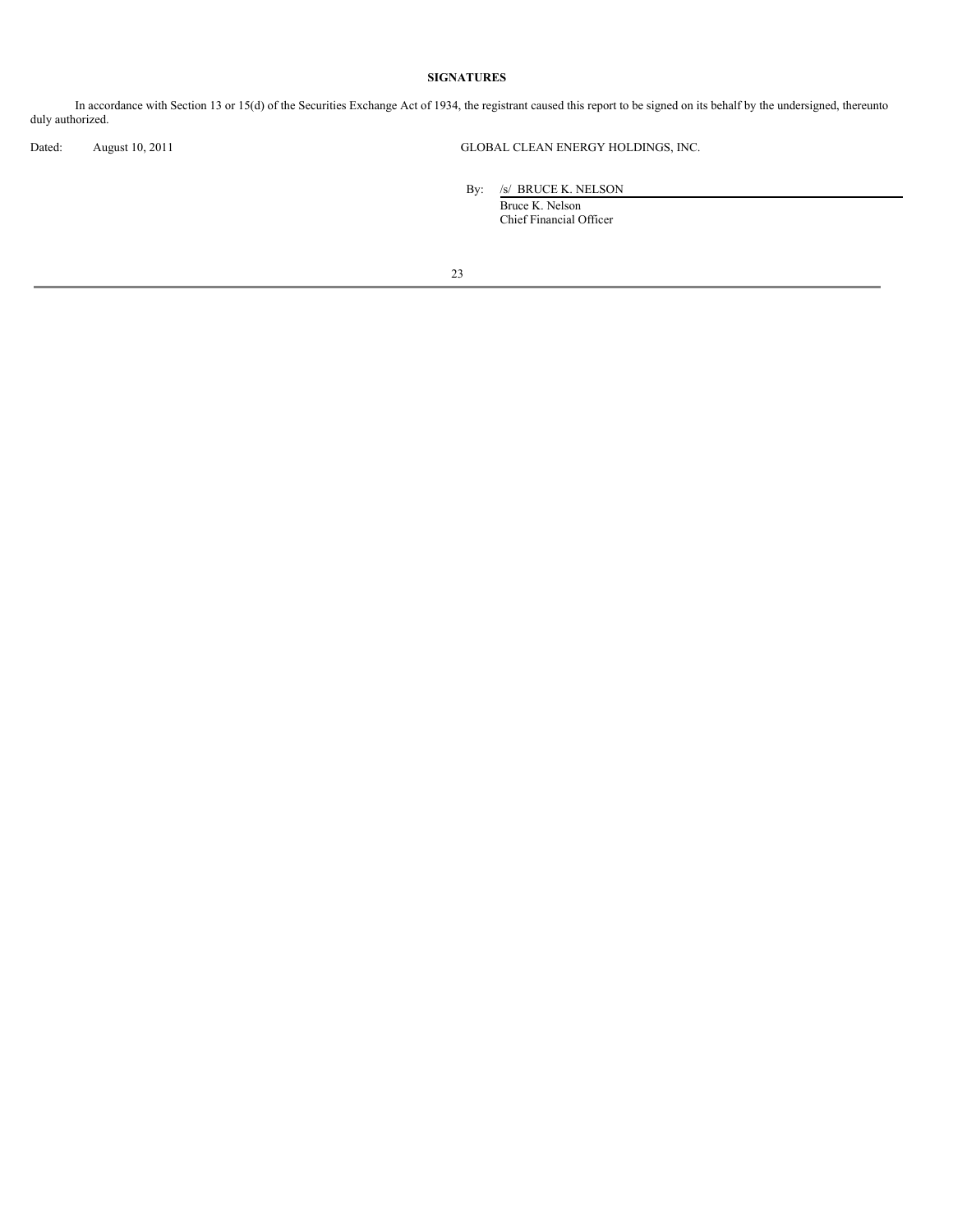**SIGNATURES**

In accordance with Section 13 or 15(d) of the Securities Exchange Act of 1934, the registrant caused this report to be signed on its behalf by the undersigned, thereunto duly authorized.

Dated: August 10, 2011

GLOBAL CLEAN ENERGY HOLDINGS, INC.

By: /s/ BRUCE K. NELSON
Bruce K. Nelson
Chief Financial Officer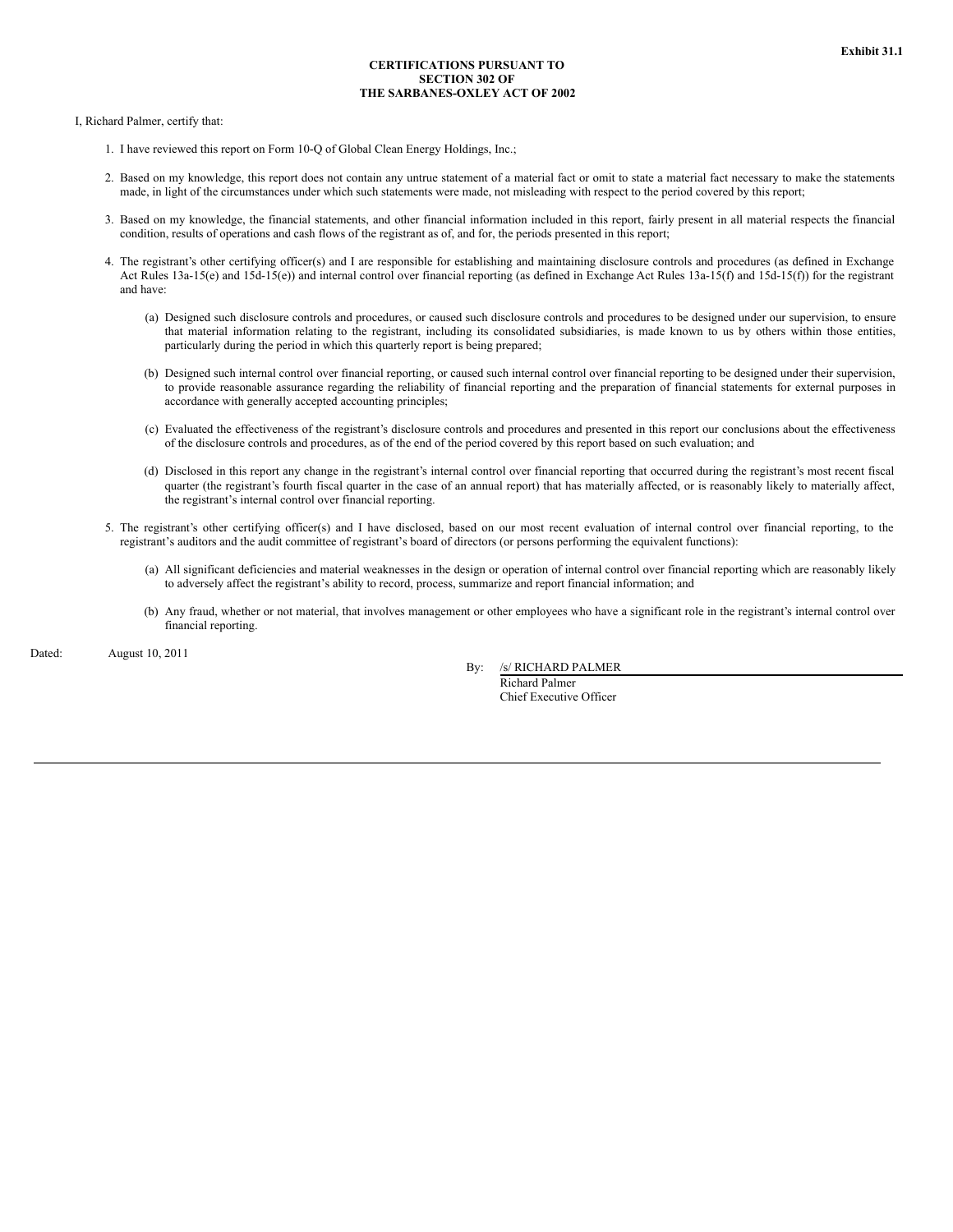**Exhibit 31.1**

**CERTIFICATIONS PURSUANT TO
SECTION 302 OF
THE SARBANES-OXLEY ACT OF 2002**

I, Richard Palmer, certify that:

1. I have reviewed this report on Form 10-Q of Global Clean Energy Holdings, Inc.;

2. Based on my knowledge, this report does not contain any untrue statement of a material fact or omit to state a material fact necessary to make the statements made, in light of the circumstances under which such statements were made, not misleading with respect to the period covered by this report;

3. Based on my knowledge, the financial statements, and other financial information included in this report, fairly present in all material respects the financial condition, results of operations and cash flows of the registrant as of, and for, the periods presented in this report;

4. The registrant's other certifying officer(s) and I are responsible for establishing and maintaining disclosure controls and procedures (as defined in Exchange Act Rules 13a-15(e) and 15d-15(e)) and internal control over financial reporting (as defined in Exchange Act Rules 13a-15(f) and 15d-15(f)) for the registrant and have:

   (a) Designed such disclosure controls and procedures, or caused such disclosure controls and procedures to be designed under our supervision, to ensure that material information relating to the registrant, including its consolidated subsidiaries, is made known to us by others within those entities, particularly during the period in which this quarterly report is being prepared;

   (b) Designed such internal control over financial reporting, or caused such internal control over financial reporting to be designed under their supervision, to provide reasonable assurance regarding the reliability of financial reporting and the preparation of financial statements for external purposes in accordance with generally accepted accounting principles;

   (c) Evaluated the effectiveness of the registrant's disclosure controls and procedures and presented in this report our conclusions about the effectiveness of the disclosure controls and procedures, as of the end of the period covered by this report based on such evaluation; and

   (d) Disclosed in this report any change in the registrant's internal control over financial reporting that occurred during the registrant's most recent fiscal quarter (the registrant's fourth fiscal quarter in the case of an annual report) that has materially affected, or is reasonably likely to materially affect, the registrant's internal control over financial reporting.

5. The registrant's other certifying officer(s) and I have disclosed, based on our most recent evaluation of internal control over financial reporting, to the registrant's auditors and the audit committee of registrant's board of directors (or persons performing the equivalent functions):

   (a) All significant deficiencies and material weaknesses in the design or operation of internal control over financial reporting which are reasonably likely to adversely affect the registrant's ability to record, process, summarize and report financial information; and

   (b) Any fraud, whether or not material, that involves management or other employees who have a significant role in the registrant's internal control over financial reporting.

Dated: August 10, 2011

By: /s/ RICHARD PALMER
Richard Palmer
Chief Executive Officer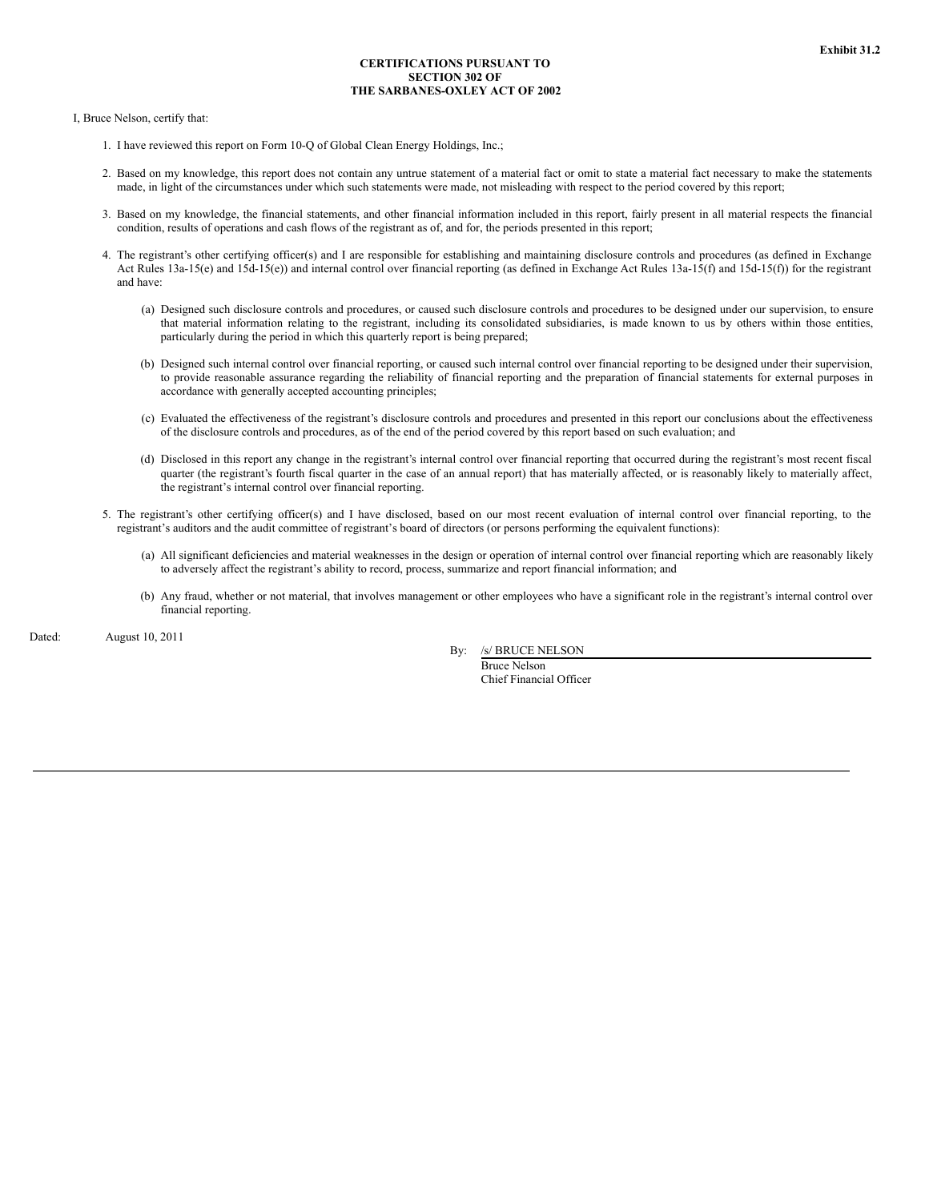**Exhibit 31.2**

**CERTIFICATIONS PURSUANT TO SECTION 302 OF THE SARBANES-OXLEY ACT OF 2002**

I, Bruce Nelson, certify that:

1. I have reviewed this report on Form 10-Q of Global Clean Energy Holdings, Inc.;

2. Based on my knowledge, this report does not contain any untrue statement of a material fact or omit to state a material fact necessary to make the statements made, in light of the circumstances under which such statements were made, not misleading with respect to the period covered by this report;

3. Based on my knowledge, the financial statements, and other financial information included in this report, fairly present in all material respects the financial condition, results of operations and cash flows of the registrant as of, and for, the periods presented in this report;

4. The registrant's other certifying officer(s) and I are responsible for establishing and maintaining disclosure controls and procedures (as defined in Exchange Act Rules 13a-15(e) and 15d-15(e)) and internal control over financial reporting (as defined in Exchange Act Rules 13a-15(f) and 15d-15(f)) for the registrant and have:

   (a) Designed such disclosure controls and procedures, or caused such disclosure controls and procedures to be designed under our supervision, to ensure that material information relating to the registrant, including its consolidated subsidiaries, is made known to us by others within those entities, particularly during the period in which this quarterly report is being prepared;

   (b) Designed such internal control over financial reporting, or caused such internal control over financial reporting to be designed under their supervision, to provide reasonable assurance regarding the reliability of financial reporting and the preparation of financial statements for external purposes in accordance with generally accepted accounting principles;

   (c) Evaluated the effectiveness of the registrant's disclosure controls and procedures and presented in this report our conclusions about the effectiveness of the disclosure controls and procedures, as of the end of the period covered by this report based on such evaluation; and

   (d) Disclosed in this report any change in the registrant's internal control over financial reporting that occurred during the registrant's most recent fiscal quarter (the registrant's fourth fiscal quarter in the case of an annual report) that has materially affected, or is reasonably likely to materially affect, the registrant's internal control over financial reporting.

5. The registrant's other certifying officer(s) and I have disclosed, based on our most recent evaluation of internal control over financial reporting, to the registrant's auditors and the audit committee of registrant's board of directors (or persons performing the equivalent functions):

   (a) All significant deficiencies and material weaknesses in the design or operation of internal control over financial reporting which are reasonably likely to adversely affect the registrant's ability to record, process, summarize and report financial information; and

   (b) Any fraud, whether or not material, that involves management or other employees who have a significant role in the registrant's internal control over financial reporting.

Dated: August 10, 2011

By: /s/ BRUCE NELSON
Bruce Nelson
Chief Financial Officer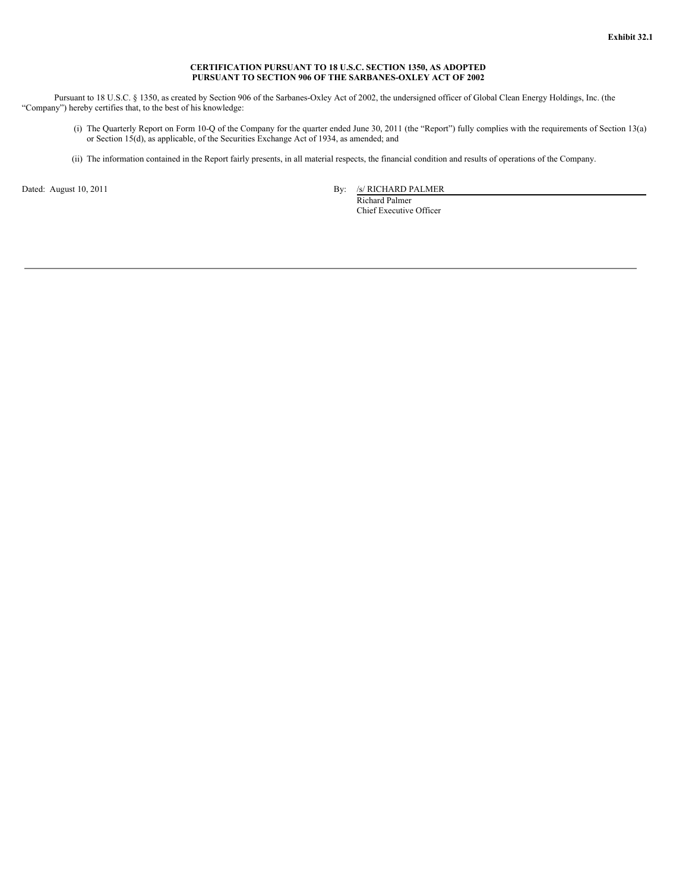**Exhibit 32.1**

**CERTIFICATION PURSUANT TO 18 U.S.C. SECTION 1350, AS ADOPTED PURSUANT TO SECTION 906 OF THE SARBANES-OXLEY ACT OF 2002**

Pursuant to 18 U.S.C. § 1350, as created by Section 906 of the Sarbanes-Oxley Act of 2002, the undersigned officer of Global Clean Energy Holdings, Inc. (the "Company") hereby certifies that, to the best of his knowledge:

(i) The Quarterly Report on Form 10-Q of the Company for the quarter ended June 30, 2011 (the "Report") fully complies with the requirements of Section 13(a) or Section 15(d), as applicable, of the Securities Exchange Act of 1934, as amended; and

(ii) The information contained in the Report fairly presents, in all material respects, the financial condition and results of operations of the Company.

Dated: August 10, 2011

By: /s/ RICHARD PALMER
Richard Palmer
Chief Executive Officer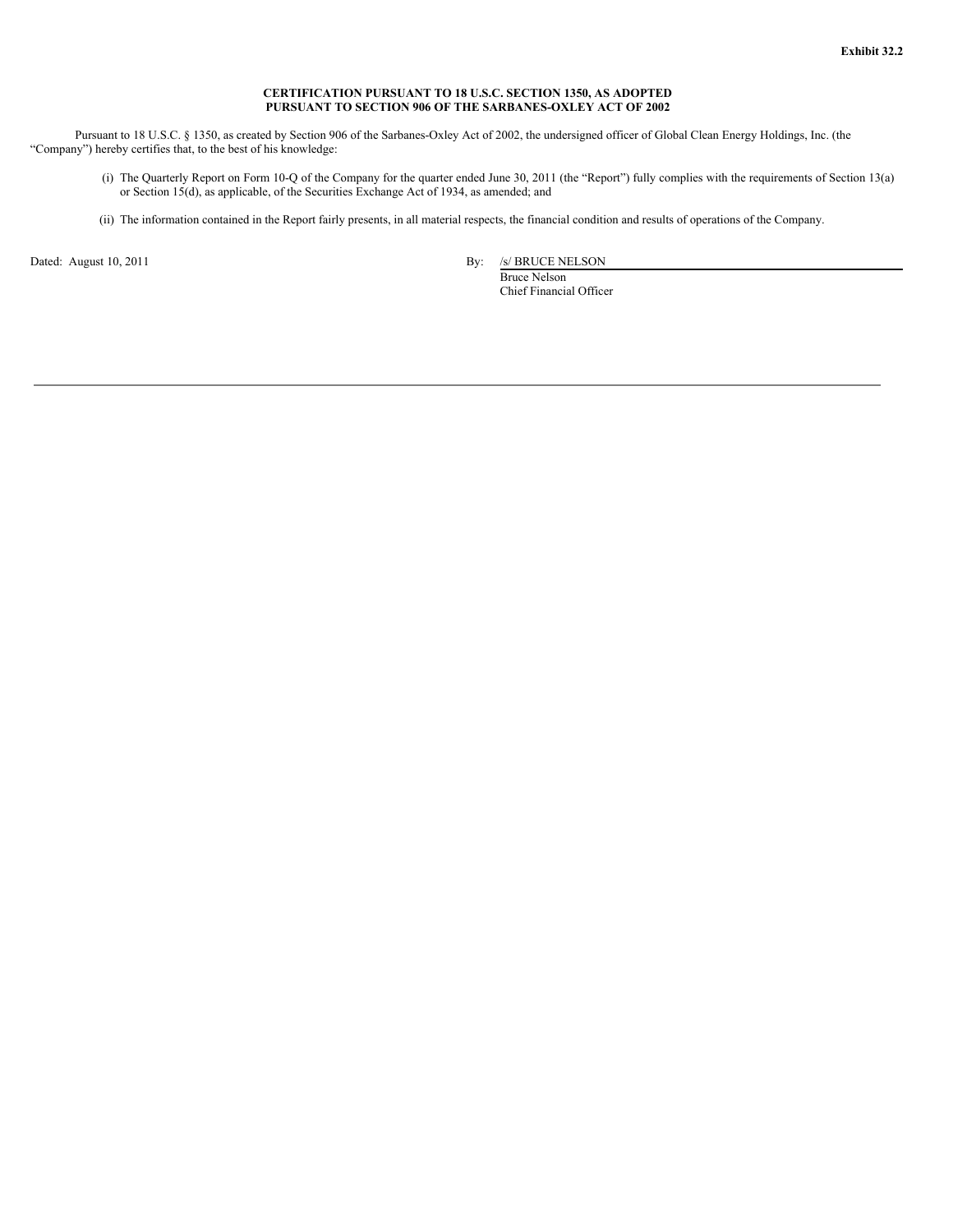**Exhibit 32.2**

**CERTIFICATION PURSUANT TO 18 U.S.C. SECTION 1350, AS ADOPTED PURSUANT TO SECTION 906 OF THE SARBANES-OXLEY ACT OF 2002**

Pursuant to 18 U.S.C. § 1350, as created by Section 906 of the Sarbanes-Oxley Act of 2002, the undersigned officer of Global Clean Energy Holdings, Inc. (the "Company") hereby certifies that, to the best of his knowledge:

(i) The Quarterly Report on Form 10-Q of the Company for the quarter ended June 30, 2011 (the "Report") fully complies with the requirements of Section 13(a) or Section 15(d), as applicable, of the Securities Exchange Act of 1934, as amended; and

(ii) The information contained in the Report fairly presents, in all material respects, the financial condition and results of operations of the Company.

Dated: August 10, 2011

By: /s/ BRUCE NELSON
Bruce Nelson
Chief Financial Officer